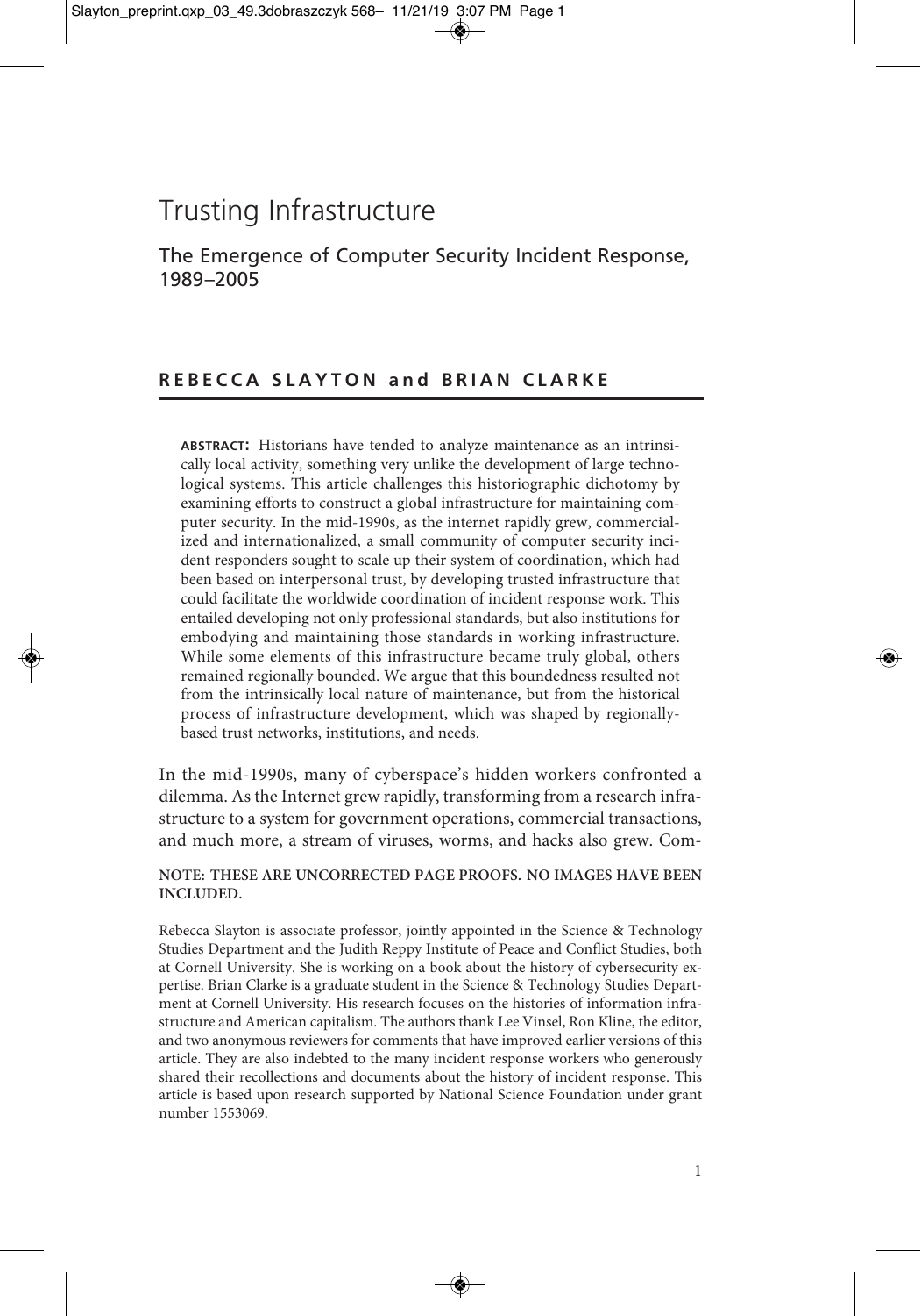# Trusting Infrastructure

## The Emergence of Computer Security Incident Response, 1989–2005

### REBECCA SLAYTON and BRIAN CLARKE

**ABSTRACT:** Historians have tended to analyze maintenance as an intrinsically local activity, something very unlike the development of large technological systems. This article challenges this historiographic dichotomy by examining efforts to construct a global infrastructure for maintaining computer security. In the mid-1990s, as the internet rapidly grew, commercialized and internationalized, a small community of computer security incident responders sought to scale up their system of coordination, which had been based on interpersonal trust, by developing trusted infrastructure that could facilitate the worldwide coordination of incident response work. This entailed developing not only professional standards, but also institutions for embodying and maintaining those standards in working infrastructure. While some elements of this infrastructure became truly global, others remained regionally bounded. We argue that this boundedness resulted not from the intrinsically local nature of maintenance, but from the historical process of infrastructure development, which was shaped by regionally-based trust networks, institutions, and needs.

In the mid-1990s, many of cyberspace's hidden workers confronted a dilemma. As the Internet grew rapidly, transforming from a research infrastructure to a system for government operations, commercial transactions, and much more, a stream of viruses, worms, and hacks also grew. Com-

**NOTE: THESE ARE UNCORRECTED PAGE PROOFS. NO IMAGES HAVE BEEN INCLUDED.**

Rebecca Slayton is associate professor, jointly appointed in the Science & Technology Studies Department and the Judith Reppy Institute of Peace and Conflict Studies, both at Cornell University. She is working on a book about the history of cybersecurity expertise. Brian Clarke is a graduate student in the Science & Technology Studies Department at Cornell University. His research focuses on the histories of information infrastructure and American capitalism. The authors thank Lee Vinsel, Ron Kline, the editor, and two anonymous reviewers for comments that have improved earlier versions of this article. They are also indebted to the many incident response workers who generously shared their recollections and documents about the history of incident response. This article is based upon research supported by National Science Foundation under grant number 1553069.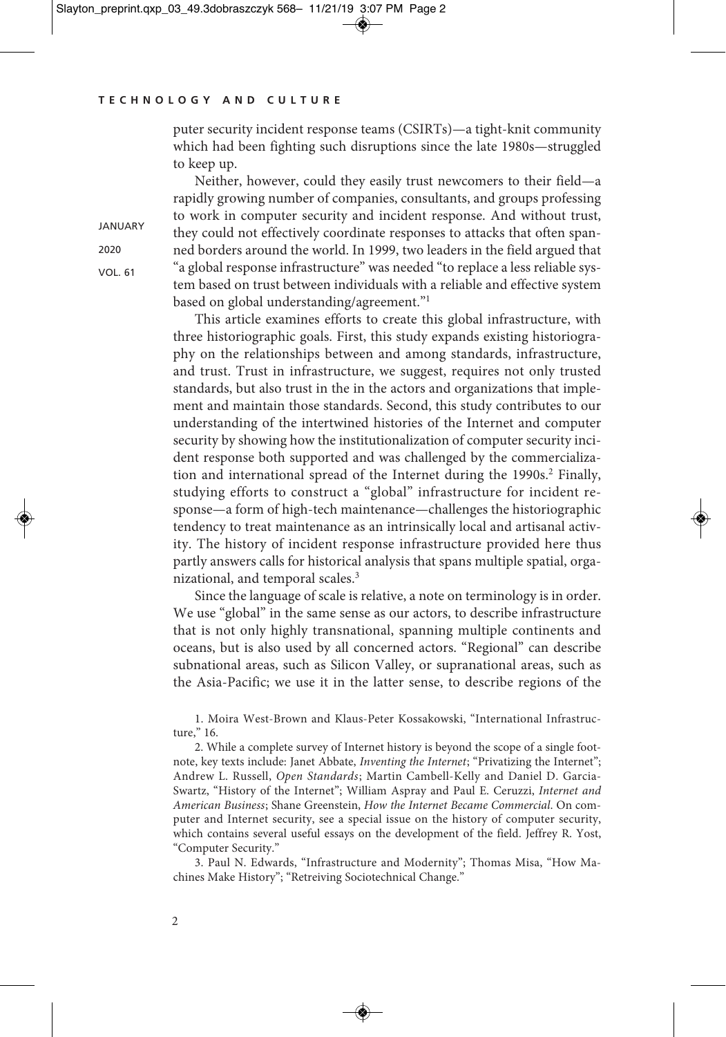puter security incident response teams (CSIRTs)—a tight-knit community which had been fighting such disruptions since the late 1980s—struggled to keep up.

Neither, however, could they easily trust newcomers to their field—a rapidly growing number of companies, consultants, and groups professing to work in computer security and incident response. And without trust, they could not effectively coordinate responses to attacks that often spanned borders around the world. In 1999, two leaders in the field argued that "a global response infrastructure" was needed "to replace a less reliable system based on trust between individuals with a reliable and effective system based on global understanding/agreement."[1]

This article examines efforts to create this global infrastructure, with three historiographic goals. First, this study expands existing historiography on the relationships between and among standards, infrastructure, and trust. Trust in infrastructure, we suggest, requires not only trusted standards, but also trust in the in the actors and organizations that implement and maintain those standards. Second, this study contributes to our understanding of the intertwined histories of the Internet and computer security by showing how the institutionalization of computer security incident response both supported and was challenged by the commercialization and international spread of the Internet during the 1990s.[2] Finally, studying efforts to construct a "global" infrastructure for incident response—a form of high-tech maintenance—challenges the historiographic tendency to treat maintenance as an intrinsically local and artisanal activity. The history of incident response infrastructure provided here thus partly answers calls for historical analysis that spans multiple spatial, organizational, and temporal scales.[3]

Since the language of scale is relative, a note on terminology is in order. We use "global" in the same sense as our actors, to describe infrastructure that is not only highly transnational, spanning multiple continents and oceans, but is also used by all concerned actors. "Regional" can describe subnational areas, such as Silicon Valley, or supranational areas, such as the Asia-Pacific; we use it in the latter sense, to describe regions of the

1. Moira West-Brown and Klaus-Peter Kossakowski, "International Infrastructure," 16.

2. While a complete survey of Internet history is beyond the scope of a single footnote, key texts include: Janet Abbate, *Inventing the Internet*; "Privatizing the Internet"; Andrew L. Russell, *Open Standards*; Martin Cambell-Kelly and Daniel D. Garcia-Swartz, "History of the Internet"; William Aspray and Paul E. Ceruzzi, *Internet and American Business*; Shane Greenstein, *How the Internet Became Commercial*. On computer and Internet security, see a special issue on the history of computer security, which contains several useful essays on the development of the field. Jeffrey R. Yost, "Computer Security."

3. Paul N. Edwards, "Infrastructure and Modernity"; Thomas Misa, "How Machines Make History"; "Retreiving Sociotechnical Change."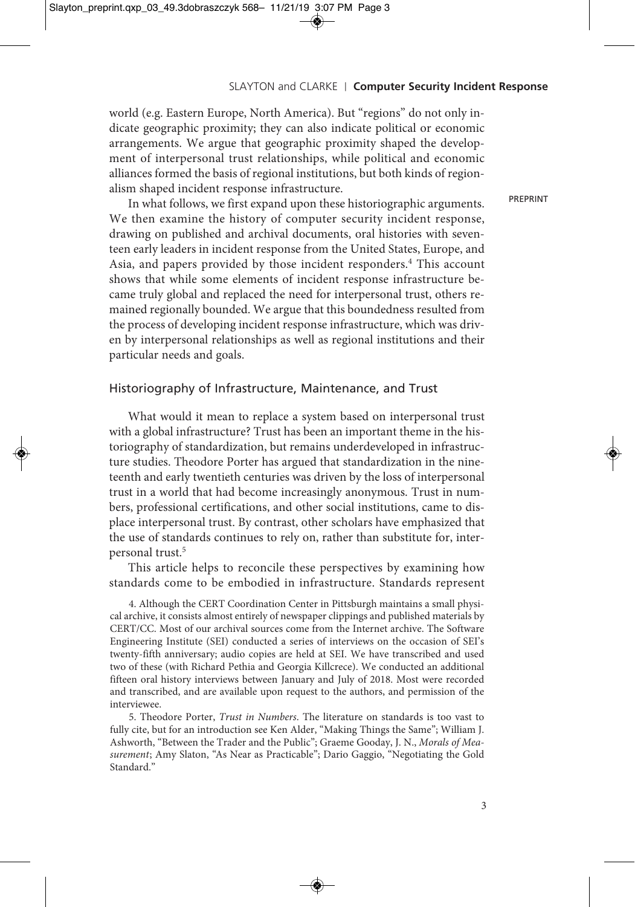world (e.g. Eastern Europe, North America). But "regions" do not only indicate geographic proximity; they can also indicate political or economic arrangements. We argue that geographic proximity shaped the development of interpersonal trust relationships, while political and economic alliances formed the basis of regional institutions, but both kinds of regionalism shaped incident response infrastructure.

In what follows, we first expand upon these historiographic arguments. We then examine the history of computer security incident response, drawing on published and archival documents, oral histories with seventeen early leaders in incident response from the United States, Europe, and Asia, and papers provided by those incident responders.[4] This account shows that while some elements of incident response infrastructure became truly global and replaced the need for interpersonal trust, others remained regionally bounded. We argue that this boundedness resulted from the process of developing incident response infrastructure, which was driven by interpersonal relationships as well as regional institutions and their particular needs and goals.

## Historiography of Infrastructure, Maintenance, and Trust

What would it mean to replace a system based on interpersonal trust with a global infrastructure? Trust has been an important theme in the historiography of standardization, but remains underdeveloped in infrastructure studies. Theodore Porter has argued that standardization in the nineteenth and early twentieth centuries was driven by the loss of interpersonal trust in a world that had become increasingly anonymous. Trust in numbers, professional certifications, and other social institutions, came to displace interpersonal trust. By contrast, other scholars have emphasized that the use of standards continues to rely on, rather than substitute for, interpersonal trust.[5]

This article helps to reconcile these perspectives by examining how standards come to be embodied in infrastructure. Standards represent

4. Although the CERT Coordination Center in Pittsburgh maintains a small physical archive, it consists almost entirely of newspaper clippings and published materials by CERT/CC. Most of our archival sources come from the Internet archive. The Software Engineering Institute (SEI) conducted a series of interviews on the occasion of SEI's twenty-fifth anniversary; audio copies are held at SEI. We have transcribed and used two of these (with Richard Pethia and Georgia Killcrece). We conducted an additional fifteen oral history interviews between January and July of 2018. Most were recorded and transcribed, and are available upon request to the authors, and permission of the interviewee.

5. Theodore Porter, *Trust in Numbers*. The literature on standards is too vast to fully cite, but for an introduction see Ken Alder, "Making Things the Same"; William J. Ashworth, "Between the Trader and the Public"; Graeme Gooday, J. N., *Morals of Measurement*; Amy Slaton, "As Near as Practicable"; Dario Gaggio, "Negotiating the Gold Standard."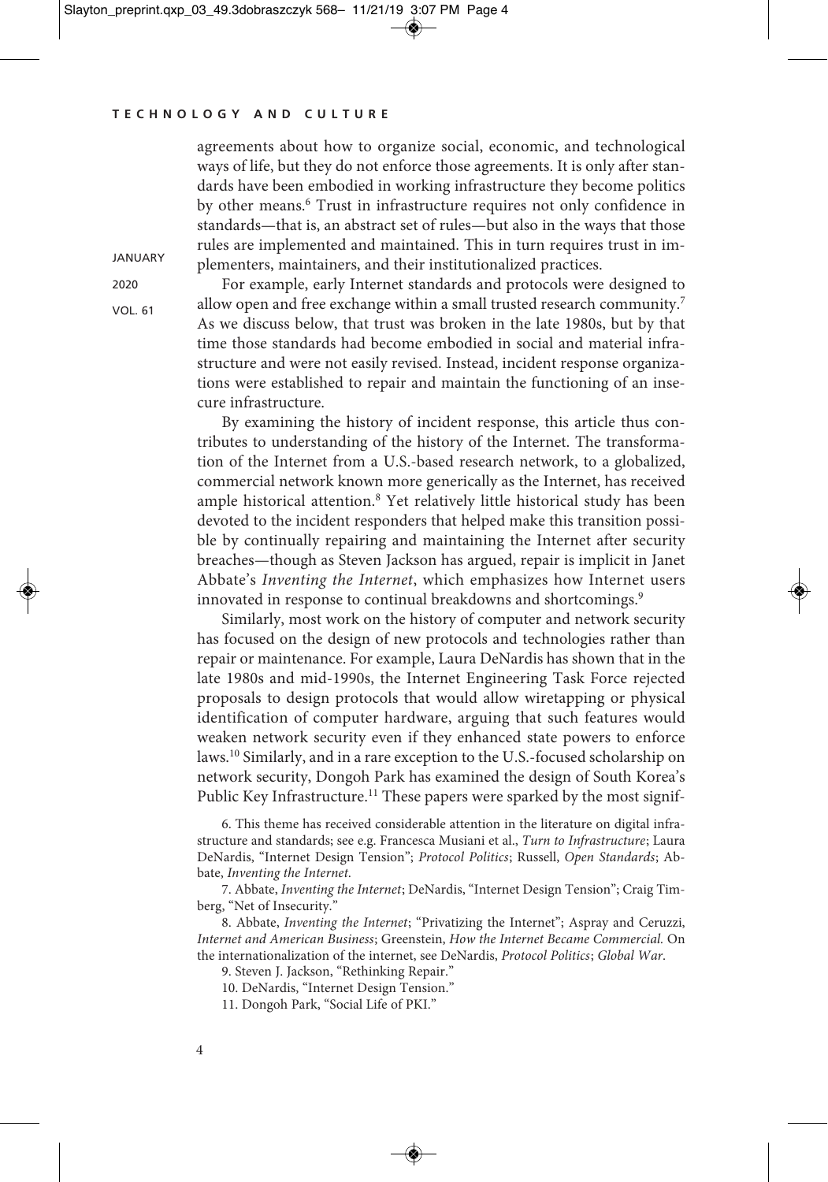agreements about how to organize social, economic, and technological ways of life, but they do not enforce those agreements. It is only after standards have been embodied in working infrastructure they become politics by other means.[6] Trust in infrastructure requires not only confidence in standards—that is, an abstract set of rules—but also in the ways that those rules are implemented and maintained. This in turn requires trust in implementers, maintainers, and their institutionalized practices.

For example, early Internet standards and protocols were designed to allow open and free exchange within a small trusted research community.[7] As we discuss below, that trust was broken in the late 1980s, but by that time those standards had become embodied in social and material infrastructure and were not easily revised. Instead, incident response organizations were established to repair and maintain the functioning of an insecure infrastructure.

By examining the history of incident response, this article thus contributes to understanding of the history of the Internet. The transformation of the Internet from a U.S.-based research network, to a globalized, commercial network known more generically as the Internet, has received ample historical attention.[8] Yet relatively little historical study has been devoted to the incident responders that helped make this transition possible by continually repairing and maintaining the Internet after security breaches—though as Steven Jackson has argued, repair is implicit in Janet Abbate's *Inventing the Internet*, which emphasizes how Internet users innovated in response to continual breakdowns and shortcomings.[9]

Similarly, most work on the history of computer and network security has focused on the design of new protocols and technologies rather than repair or maintenance. For example, Laura DeNardis has shown that in the late 1980s and mid-1990s, the Internet Engineering Task Force rejected proposals to design protocols that would allow wiretapping or physical identification of computer hardware, arguing that such features would weaken network security even if they enhanced state powers to enforce laws.[10] Similarly, and in a rare exception to the U.S.-focused scholarship on network security, Dongoh Park has examined the design of South Korea's Public Key Infrastructure.[11] These papers were sparked by the most signif-

6. This theme has received considerable attention in the literature on digital infrastructure and standards; see e.g. Francesca Musiani et al., *Turn to Infrastructure*; Laura DeNardis, "Internet Design Tension"; *Protocol Politics*; Russell, *Open Standards*; Abbate, *Inventing the Internet*.

7. Abbate, *Inventing the Internet*; DeNardis, "Internet Design Tension"; Craig Timberg, "Net of Insecurity."

8. Abbate, *Inventing the Internet*; "Privatizing the Internet"; Aspray and Ceruzzi, *Internet and American Business*; Greenstein, *How the Internet Became Commercial*. On the internationalization of the internet, see DeNardis, *Protocol Politics*; *Global War*.

9. Steven J. Jackson, "Rethinking Repair."

10. DeNardis, "Internet Design Tension."

11. Dongoh Park, "Social Life of PKI."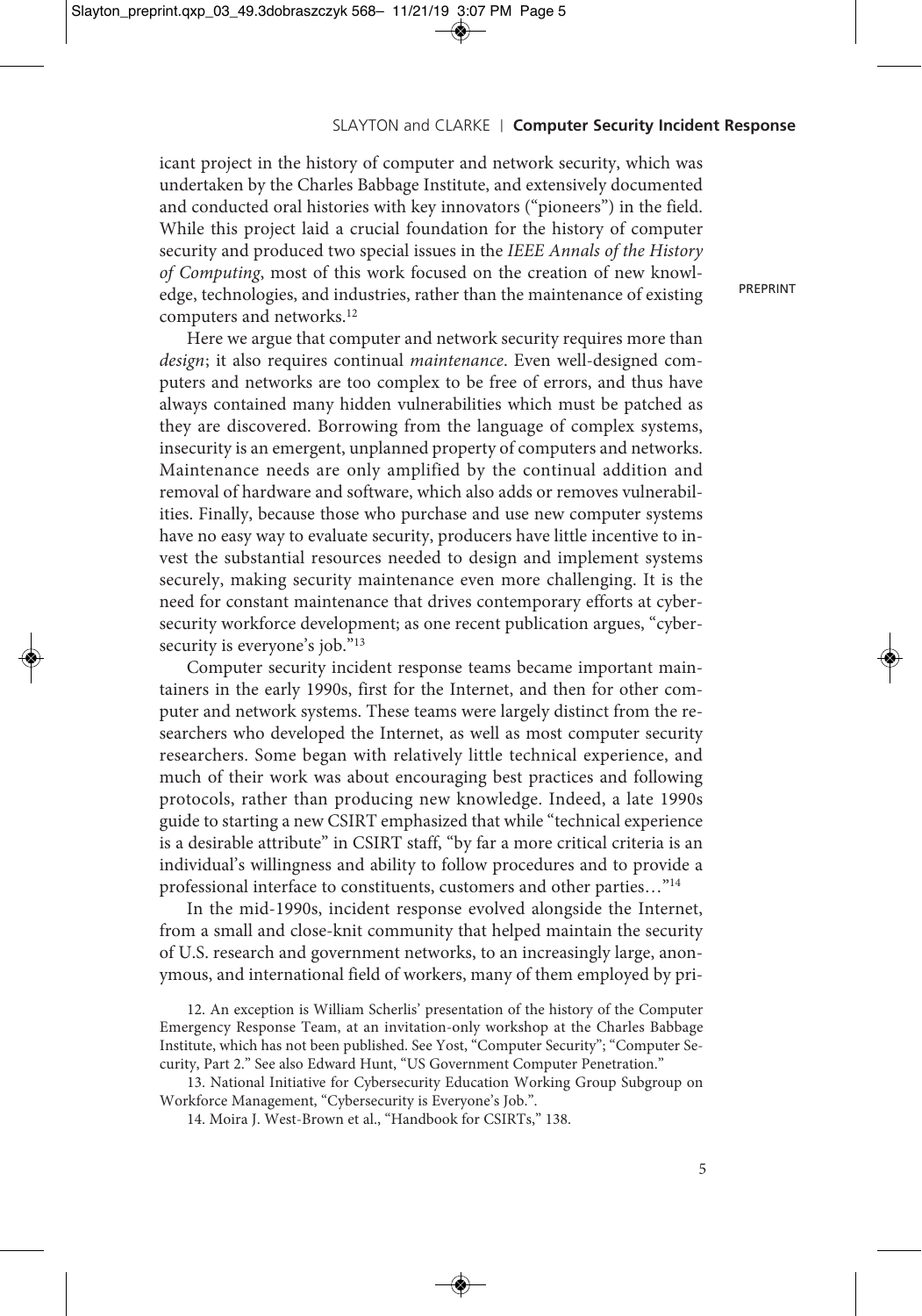icant project in the history of computer and network security, which was undertaken by the Charles Babbage Institute, and extensively documented and conducted oral histories with key innovators ("pioneers") in the field. While this project laid a crucial foundation for the history of computer security and produced two special issues in the *IEEE Annals of the History of Computing*, most of this work focused on the creation of new knowledge, technologies, and industries, rather than the maintenance of existing computers and networks.[12]

Here we argue that computer and network security requires more than *design*; it also requires continual *maintenance*. Even well-designed computers and networks are too complex to be free of errors, and thus have always contained many hidden vulnerabilities which must be patched as they are discovered. Borrowing from the language of complex systems, insecurity is an emergent, unplanned property of computers and networks. Maintenance needs are only amplified by the continual addition and removal of hardware and software, which also adds or removes vulnerabilities. Finally, because those who purchase and use new computer systems have no easy way to evaluate security, producers have little incentive to invest the substantial resources needed to design and implement systems securely, making security maintenance even more challenging. It is the need for constant maintenance that drives contemporary efforts at cybersecurity workforce development; as one recent publication argues, "cybersecurity is everyone's job."[13]

Computer security incident response teams became important maintainers in the early 1990s, first for the Internet, and then for other computer and network systems. These teams were largely distinct from the researchers who developed the Internet, as well as most computer security researchers. Some began with relatively little technical experience, and much of their work was about encouraging best practices and following protocols, rather than producing new knowledge. Indeed, a late 1990s guide to starting a new CSIRT emphasized that while "technical experience is a desirable attribute" in CSIRT staff, "by far a more critical criteria is an individual's willingness and ability to follow procedures and to provide a professional interface to constituents, customers and other parties…"[14]

In the mid-1990s, incident response evolved alongside the Internet, from a small and close-knit community that helped maintain the security of U.S. research and government networks, to an increasingly large, anonymous, and international field of workers, many of them employed by pri-

12. An exception is William Scherlis' presentation of the history of the Computer Emergency Response Team, at an invitation-only workshop at the Charles Babbage Institute, which has not been published. See Yost, "Computer Security"; "Computer Security, Part 2." See also Edward Hunt, "US Government Computer Penetration."

13. National Initiative for Cybersecurity Education Working Group Subgroup on Workforce Management, "Cybersecurity is Everyone's Job.".

14. Moira J. West-Brown et al., "Handbook for CSIRTs," 138.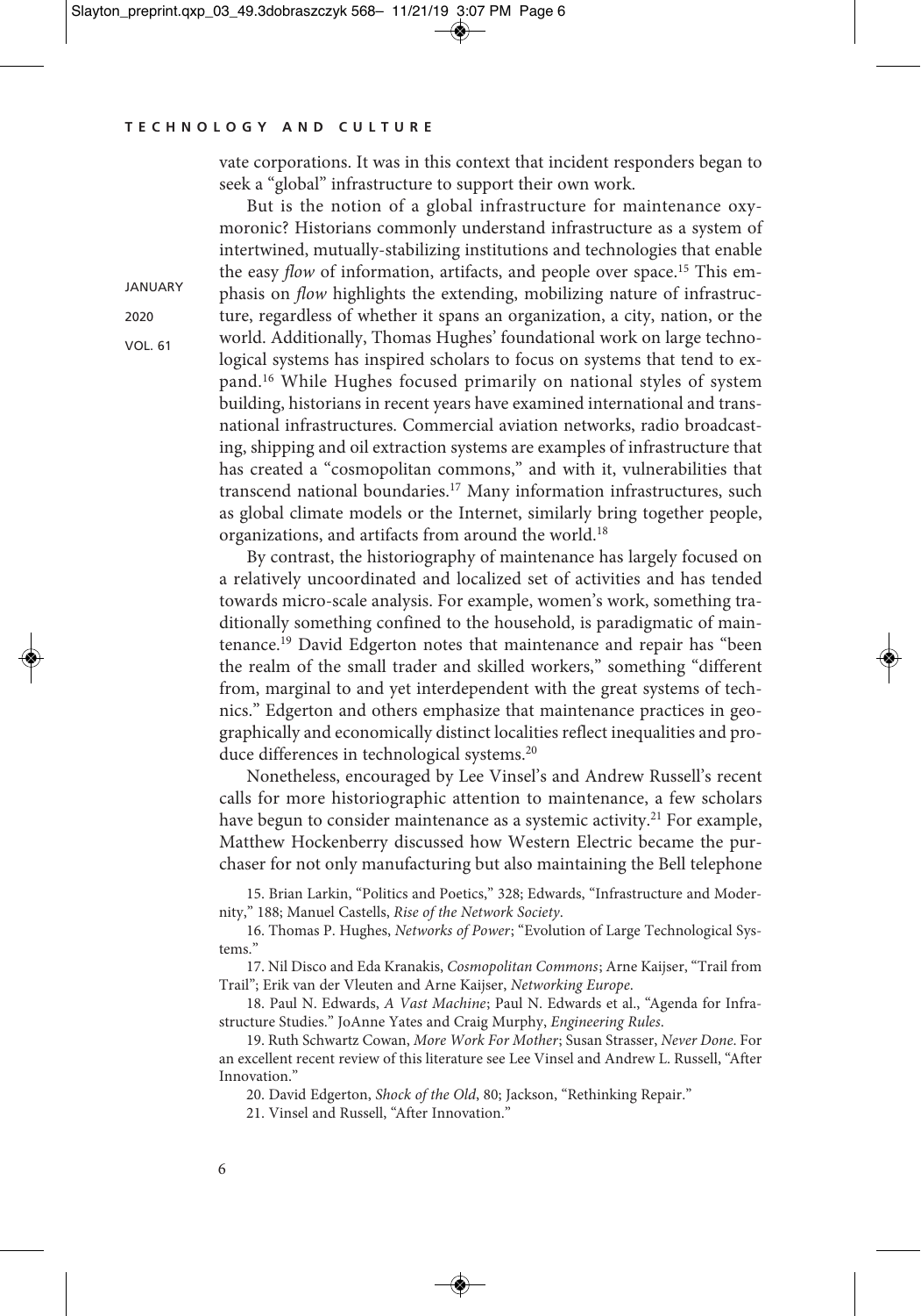vate corporations. It was in this context that incident responders began to seek a "global" infrastructure to support their own work.

But is the notion of a global infrastructure for maintenance oxymoronic? Historians commonly understand infrastructure as a system of intertwined, mutually-stabilizing institutions and technologies that enable the easy *flow* of information, artifacts, and people over space.[15] This emphasis on *flow* highlights the extending, mobilizing nature of infrastructure, regardless of whether it spans an organization, a city, nation, or the world. Additionally, Thomas Hughes' foundational work on large technological systems has inspired scholars to focus on systems that tend to expand.[16] While Hughes focused primarily on national styles of system building, historians in recent years have examined international and transnational infrastructures. Commercial aviation networks, radio broadcasting, shipping and oil extraction systems are examples of infrastructure that has created a "cosmopolitan commons," and with it, vulnerabilities that transcend national boundaries.[17] Many information infrastructures, such as global climate models or the Internet, similarly bring together people, organizations, and artifacts from around the world.[18]

By contrast, the historiography of maintenance has largely focused on a relatively uncoordinated and localized set of activities and has tended towards micro-scale analysis. For example, women's work, something traditionally something confined to the household, is paradigmatic of maintenance.[19] David Edgerton notes that maintenance and repair has "been the realm of the small trader and skilled workers," something "different from, marginal to and yet interdependent with the great systems of technics." Edgerton and others emphasize that maintenance practices in geographically and economically distinct localities reflect inequalities and produce differences in technological systems.[20]

Nonetheless, encouraged by Lee Vinsel's and Andrew Russell's recent calls for more historiographic attention to maintenance, a few scholars have begun to consider maintenance as a systemic activity.[21] For example, Matthew Hockenberry discussed how Western Electric became the purchaser for not only manufacturing but also maintaining the Bell telephone

15. Brian Larkin, "Politics and Poetics," 328; Edwards, "Infrastructure and Modernity," 188; Manuel Castells, *Rise of the Network Society*.

16. Thomas P. Hughes, *Networks of Power*; "Evolution of Large Technological Systems."

17. Nil Disco and Eda Kranakis, *Cosmopolitan Commons*; Arne Kaijser, "Trail from Trail"; Erik van der Vleuten and Arne Kaijser, *Networking Europe*.

18. Paul N. Edwards, *A Vast Machine*; Paul N. Edwards et al., "Agenda for Infrastructure Studies." JoAnne Yates and Craig Murphy, *Engineering Rules*.

19. Ruth Schwartz Cowan, *More Work For Mother*; Susan Strasser, *Never Done*. For an excellent recent review of this literature see Lee Vinsel and Andrew L. Russell, "After Innovation."

20. David Edgerton, *Shock of the Old*, 80; Jackson, "Rethinking Repair."

21. Vinsel and Russell, "After Innovation."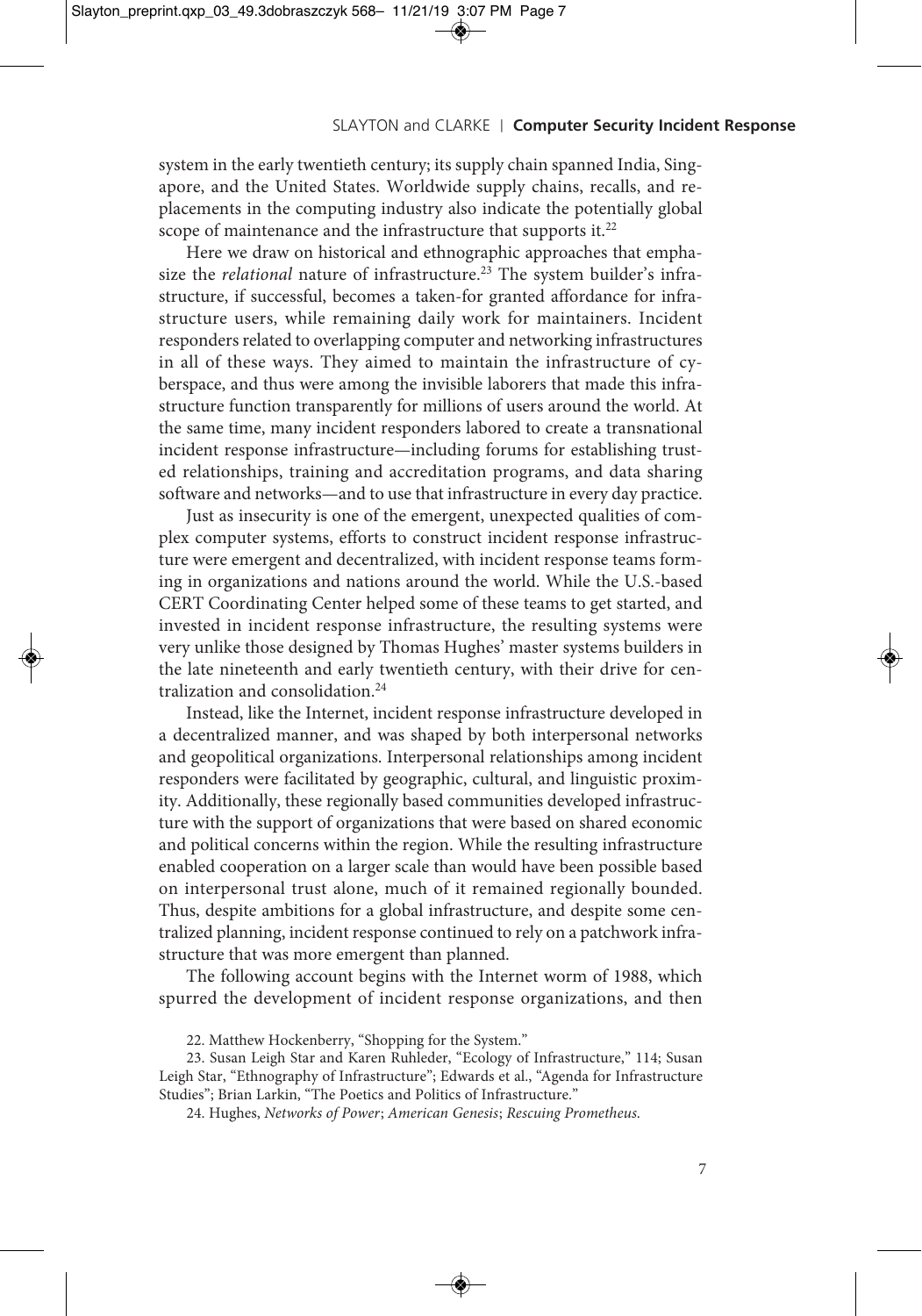system in the early twentieth century; its supply chain spanned India, Singapore, and the United States. Worldwide supply chains, recalls, and replacements in the computing industry also indicate the potentially global scope of maintenance and the infrastructure that supports it.[22]

Here we draw on historical and ethnographic approaches that emphasize the *relational* nature of infrastructure.[23] The system builder's infrastructure, if successful, becomes a taken-for granted affordance for infrastructure users, while remaining daily work for maintainers. Incident responders related to overlapping computer and networking infrastructures in all of these ways. They aimed to maintain the infrastructure of cyberspace, and thus were among the invisible laborers that made this infrastructure function transparently for millions of users around the world. At the same time, many incident responders labored to create a transnational incident response infrastructure—including forums for establishing trusted relationships, training and accreditation programs, and data sharing software and networks—and to use that infrastructure in every day practice.

Just as insecurity is one of the emergent, unexpected qualities of complex computer systems, efforts to construct incident response infrastructure were emergent and decentralized, with incident response teams forming in organizations and nations around the world. While the U.S.-based CERT Coordinating Center helped some of these teams to get started, and invested in incident response infrastructure, the resulting systems were very unlike those designed by Thomas Hughes' master systems builders in the late nineteenth and early twentieth century, with their drive for centralization and consolidation.[24]

Instead, like the Internet, incident response infrastructure developed in a decentralized manner, and was shaped by both interpersonal networks and geopolitical organizations. Interpersonal relationships among incident responders were facilitated by geographic, cultural, and linguistic proximity. Additionally, these regionally based communities developed infrastructure with the support of organizations that were based on shared economic and political concerns within the region. While the resulting infrastructure enabled cooperation on a larger scale than would have been possible based on interpersonal trust alone, much of it remained regionally bounded. Thus, despite ambitions for a global infrastructure, and despite some centralized planning, incident response continued to rely on a patchwork infrastructure that was more emergent than planned.

The following account begins with the Internet worm of 1988, which spurred the development of incident response organizations, and then

22. Matthew Hockenberry, "Shopping for the System."

23. Susan Leigh Star and Karen Ruhleder, "Ecology of Infrastructure," 114; Susan Leigh Star, "Ethnography of Infrastructure"; Edwards et al., "Agenda for Infrastructure Studies"; Brian Larkin, "The Poetics and Politics of Infrastructure."

24. Hughes, *Networks of Power*; *American Genesis*; *Rescuing Prometheus*.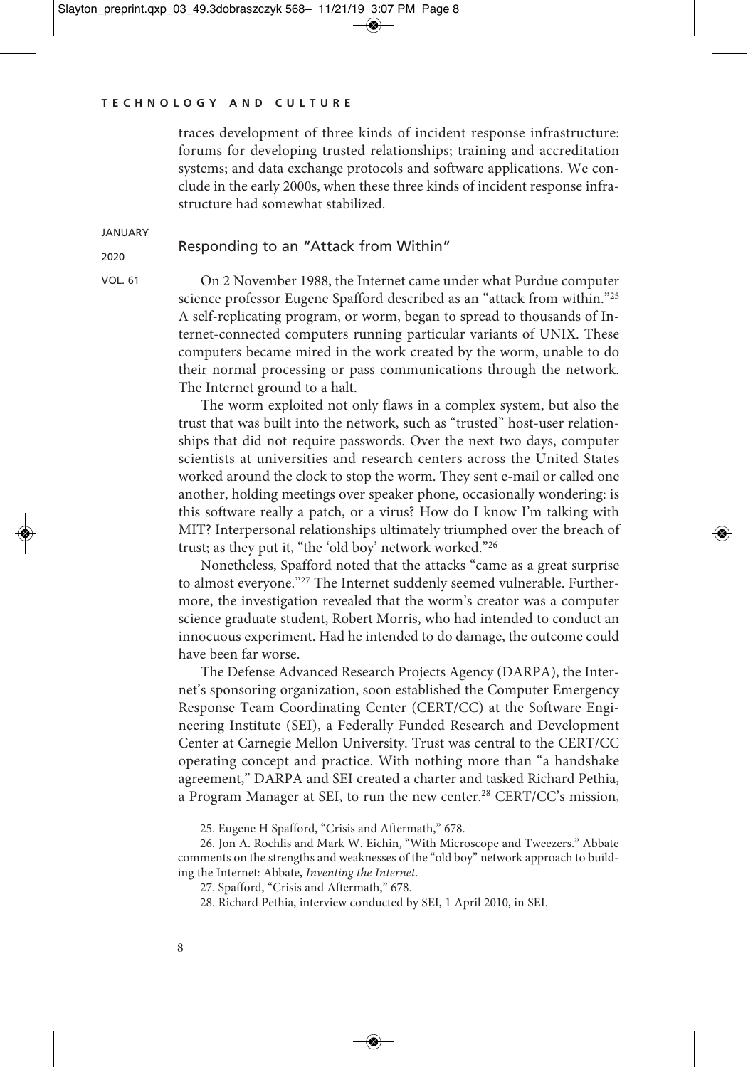traces development of three kinds of incident response infrastructure: forums for developing trusted relationships; training and accreditation systems; and data exchange protocols and software applications. We conclude in the early 2000s, when these three kinds of incident response infrastructure had somewhat stabilized.

## Responding to an "Attack from Within"

On 2 November 1988, the Internet came under what Purdue computer science professor Eugene Spafford described as an "attack from within."[25] A self-replicating program, or worm, began to spread to thousands of Internet-connected computers running particular variants of UNIX. These computers became mired in the work created by the worm, unable to do their normal processing or pass communications through the network. The Internet ground to a halt.

The worm exploited not only flaws in a complex system, but also the trust that was built into the network, such as "trusted" host-user relationships that did not require passwords. Over the next two days, computer scientists at universities and research centers across the United States worked around the clock to stop the worm. They sent e-mail or called one another, holding meetings over speaker phone, occasionally wondering: is this software really a patch, or a virus? How do I know I'm talking with MIT? Interpersonal relationships ultimately triumphed over the breach of trust; as they put it, "the 'old boy' network worked."[26]

Nonetheless, Spafford noted that the attacks "came as a great surprise to almost everyone."[27] The Internet suddenly seemed vulnerable. Furthermore, the investigation revealed that the worm's creator was a computer science graduate student, Robert Morris, who had intended to conduct an innocuous experiment. Had he intended to do damage, the outcome could have been far worse.

The Defense Advanced Research Projects Agency (DARPA), the Internet's sponsoring organization, soon established the Computer Emergency Response Team Coordinating Center (CERT/CC) at the Software Engineering Institute (SEI), a Federally Funded Research and Development Center at Carnegie Mellon University. Trust was central to the CERT/CC operating concept and practice. With nothing more than "a handshake agreement," DARPA and SEI created a charter and tasked Richard Pethia, a Program Manager at SEI, to run the new center.[28] CERT/CC's mission,

25. Eugene H Spafford, "Crisis and Aftermath," 678.

26. Jon A. Rochlis and Mark W. Eichin, "With Microscope and Tweezers." Abbate comments on the strengths and weaknesses of the "old boy" network approach to building the Internet: Abbate, *Inventing the Internet*.

27. Spafford, "Crisis and Aftermath," 678.

28. Richard Pethia, interview conducted by SEI, 1 April 2010, in SEI.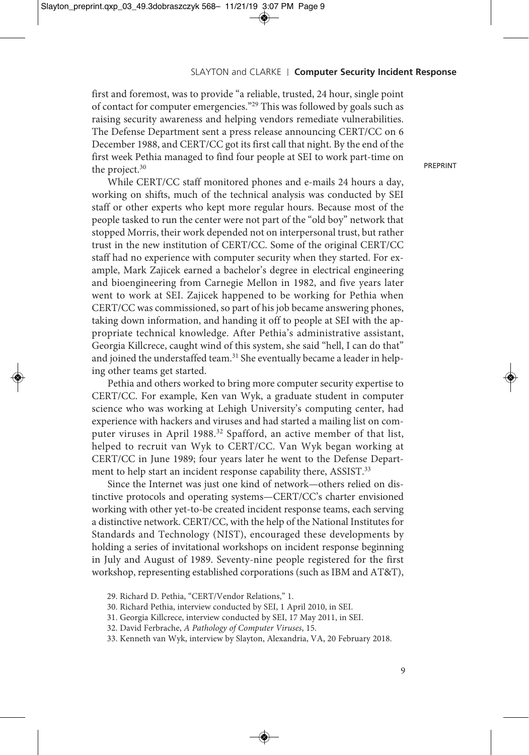first and foremost, was to provide "a reliable, trusted, 24 hour, single point of contact for computer emergencies."[29] This was followed by goals such as raising security awareness and helping vendors remediate vulnerabilities. The Defense Department sent a press release announcing CERT/CC on 6 December 1988, and CERT/CC got its first call that night. By the end of the first week Pethia managed to find four people at SEI to work part-time on the project.[30]

While CERT/CC staff monitored phones and e-mails 24 hours a day, working on shifts, much of the technical analysis was conducted by SEI staff or other experts who kept more regular hours. Because most of the people tasked to run the center were not part of the "old boy" network that stopped Morris, their work depended not on interpersonal trust, but rather trust in the new institution of CERT/CC. Some of the original CERT/CC staff had no experience with computer security when they started. For example, Mark Zajicek earned a bachelor's degree in electrical engineering and bioengineering from Carnegie Mellon in 1982, and five years later went to work at SEI. Zajicek happened to be working for Pethia when CERT/CC was commissioned, so part of his job became answering phones, taking down information, and handing it off to people at SEI with the appropriate technical knowledge. After Pethia's administrative assistant, Georgia Killcrece, caught wind of this system, she said "hell, I can do that" and joined the understaffed team.[31] She eventually became a leader in helping other teams get started.

Pethia and others worked to bring more computer security expertise to CERT/CC. For example, Ken van Wyk, a graduate student in computer science who was working at Lehigh University's computing center, had experience with hackers and viruses and had started a mailing list on computer viruses in April 1988.[32] Spafford, an active member of that list, helped to recruit van Wyk to CERT/CC. Van Wyk began working at CERT/CC in June 1989; four years later he went to the Defense Department to help start an incident response capability there, ASSIST.[33]

Since the Internet was just one kind of network—others relied on distinctive protocols and operating systems—CERT/CC's charter envisioned working with other yet-to-be created incident response teams, each serving a distinctive network. CERT/CC, with the help of the National Institutes for Standards and Technology (NIST), encouraged these developments by holding a series of invitational workshops on incident response beginning in July and August of 1989. Seventy-nine people registered for the first workshop, representing established corporations (such as IBM and AT&T),

29. Richard D. Pethia, "CERT/Vendor Relations," 1.

30. Richard Pethia, interview conducted by SEI, 1 April 2010, in SEI.

31. Georgia Killcrece, interview conducted by SEI, 17 May 2011, in SEI.

32. David Ferbrache, *A Pathology of Computer Viruses*, 15.

33. Kenneth van Wyk, interview by Slayton, Alexandria, VA, 20 February 2018.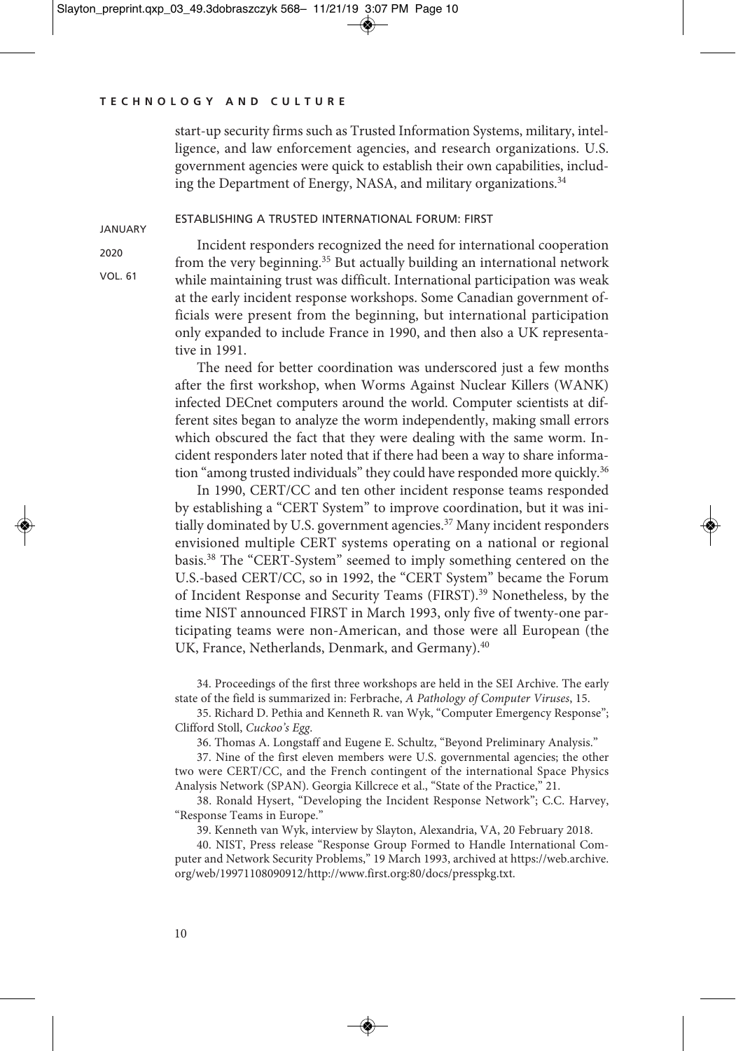start-up security firms such as Trusted Information Systems, military, intelligence, and law enforcement agencies, and research organizations. U.S. government agencies were quick to establish their own capabilities, including the Department of Energy, NASA, and military organizations.[34]

## ESTABLISHING A TRUSTED INTERNATIONAL FORUM: FIRST

Incident responders recognized the need for international cooperation from the very beginning.[35] But actually building an international network while maintaining trust was difficult. International participation was weak at the early incident response workshops. Some Canadian government officials were present from the beginning, but international participation only expanded to include France in 1990, and then also a UK representative in 1991.

The need for better coordination was underscored just a few months after the first workshop, when Worms Against Nuclear Killers (WANK) infected DECnet computers around the world. Computer scientists at different sites began to analyze the worm independently, making small errors which obscured the fact that they were dealing with the same worm. Incident responders later noted that if there had been a way to share information "among trusted individuals" they could have responded more quickly.[36]

In 1990, CERT/CC and ten other incident response teams responded by establishing a "CERT System" to improve coordination, but it was initially dominated by U.S. government agencies.[37] Many incident responders envisioned multiple CERT systems operating on a national or regional basis.[38] The "CERT-System" seemed to imply something centered on the U.S.-based CERT/CC, so in 1992, the "CERT System" became the Forum of Incident Response and Security Teams (FIRST).[39] Nonetheless, by the time NIST announced FIRST in March 1993, only five of twenty-one participating teams were non-American, and those were all European (the UK, France, Netherlands, Denmark, and Germany).[40]

34. Proceedings of the first three workshops are held in the SEI Archive. The early state of the field is summarized in: Ferbrache, *A Pathology of Computer Viruses*, 15.

35. Richard D. Pethia and Kenneth R. van Wyk, "Computer Emergency Response"; Clifford Stoll, *Cuckoo's Egg*.

36. Thomas A. Longstaff and Eugene E. Schultz, "Beyond Preliminary Analysis."

37. Nine of the first eleven members were U.S. governmental agencies; the other two were CERT/CC, and the French contingent of the international Space Physics Analysis Network (SPAN). Georgia Killcrece et al., "State of the Practice," 21.

38. Ronald Hysert, "Developing the Incident Response Network"; C.C. Harvey, "Response Teams in Europe."

39. Kenneth van Wyk, interview by Slayton, Alexandria, VA, 20 February 2018.

40. NIST, Press release "Response Group Formed to Handle International Computer and Network Security Problems," 19 March 1993, archived at https://web.archive.org/web/19971108090912/http://www.first.org:80/docs/presspkg.txt.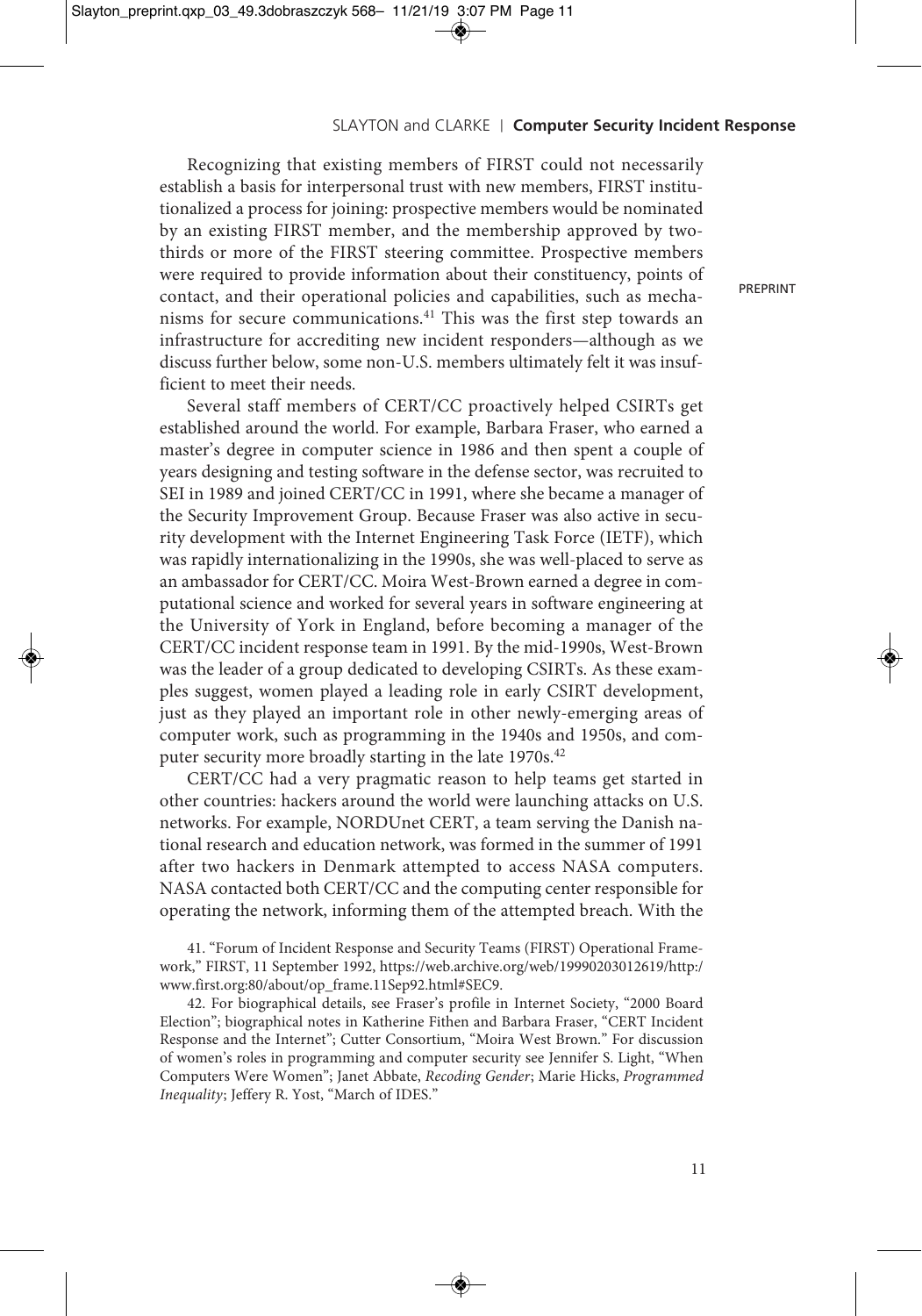Recognizing that existing members of FIRST could not necessarily establish a basis for interpersonal trust with new members, FIRST institutionalized a process for joining: prospective members would be nominated by an existing FIRST member, and the membership approved by two-thirds or more of the FIRST steering committee. Prospective members were required to provide information about their constituency, points of contact, and their operational policies and capabilities, such as mechanisms for secure communications.[41] This was the first step towards an infrastructure for accrediting new incident responders—although as we discuss further below, some non-U.S. members ultimately felt it was insufficient to meet their needs.

Several staff members of CERT/CC proactively helped CSIRTs get established around the world. For example, Barbara Fraser, who earned a master's degree in computer science in 1986 and then spent a couple of years designing and testing software in the defense sector, was recruited to SEI in 1989 and joined CERT/CC in 1991, where she became a manager of the Security Improvement Group. Because Fraser was also active in security development with the Internet Engineering Task Force (IETF), which was rapidly internationalizing in the 1990s, she was well-placed to serve as an ambassador for CERT/CC. Moira West-Brown earned a degree in computational science and worked for several years in software engineering at the University of York in England, before becoming a manager of the CERT/CC incident response team in 1991. By the mid-1990s, West-Brown was the leader of a group dedicated to developing CSIRTs. As these examples suggest, women played a leading role in early CSIRT development, just as they played an important role in other newly-emerging areas of computer work, such as programming in the 1940s and 1950s, and computer security more broadly starting in the late 1970s.[42]

CERT/CC had a very pragmatic reason to help teams get started in other countries: hackers around the world were launching attacks on U.S. networks. For example, NORDUnet CERT, a team serving the Danish national research and education network, was formed in the summer of 1991 after two hackers in Denmark attempted to access NASA computers. NASA contacted both CERT/CC and the computing center responsible for operating the network, informing them of the attempted breach. With the

41. "Forum of Incident Response and Security Teams (FIRST) Operational Framework," FIRST, 11 September 1992, https://web.archive.org/web/19990203012619/http:/www.first.org:80/about/op_frame.11Sep92.html#SEC9.

42. For biographical details, see Fraser's profile in Internet Society, "2000 Board Election"; biographical notes in Katherine Fithen and Barbara Fraser, "CERT Incident Response and the Internet"; Cutter Consortium, "Moira West Brown." For discussion of women's roles in programming and computer security see Jennifer S. Light, "When Computers Were Women"; Janet Abbate, *Recoding Gender*; Marie Hicks, *Programmed Inequality*; Jeffery R. Yost, "March of IDES."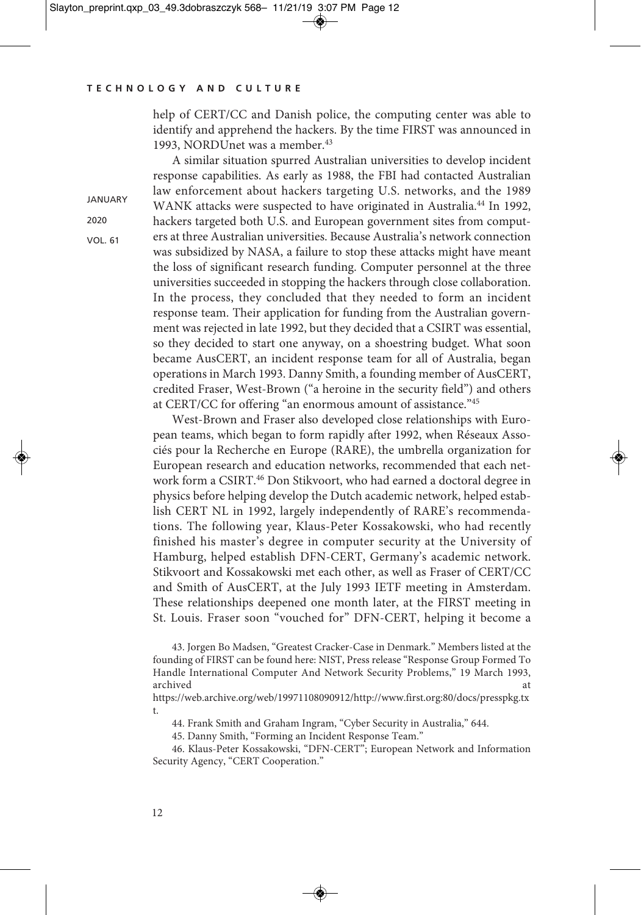help of CERT/CC and Danish police, the computing center was able to identify and apprehend the hackers. By the time FIRST was announced in 1993, NORDUnet was a member.[43]

A similar situation spurred Australian universities to develop incident response capabilities. As early as 1988, the FBI had contacted Australian law enforcement about hackers targeting U.S. networks, and the 1989 WANK attacks were suspected to have originated in Australia.[44] In 1992, hackers targeted both U.S. and European government sites from computers at three Australian universities. Because Australia's network connection was subsidized by NASA, a failure to stop these attacks might have meant the loss of significant research funding. Computer personnel at the three universities succeeded in stopping the hackers through close collaboration. In the process, they concluded that they needed to form an incident response team. Their application for funding from the Australian government was rejected in late 1992, but they decided that a CSIRT was essential, so they decided to start one anyway, on a shoestring budget. What soon became AusCERT, an incident response team for all of Australia, began operations in March 1993. Danny Smith, a founding member of AusCERT, credited Fraser, West-Brown ("a heroine in the security field") and others at CERT/CC for offering "an enormous amount of assistance."[45]

West-Brown and Fraser also developed close relationships with European teams, which began to form rapidly after 1992, when Réseaux Associés pour la Recherche en Europe (RARE), the umbrella organization for European research and education networks, recommended that each network form a CSIRT.[46] Don Stikvoort, who had earned a doctoral degree in physics before helping develop the Dutch academic network, helped establish CERT NL in 1992, largely independently of RARE's recommendations. The following year, Klaus-Peter Kossakowski, who had recently finished his master's degree in computer security at the University of Hamburg, helped establish DFN-CERT, Germany's academic network. Stikvoort and Kossakowski met each other, as well as Fraser of CERT/CC and Smith of AusCERT, at the July 1993 IETF meeting in Amsterdam. These relationships deepened one month later, at the FIRST meeting in St. Louis. Fraser soon "vouched for" DFN-CERT, helping it become a

43. Jorgen Bo Madsen, "Greatest Cracker-Case in Denmark." Members listed at the founding of FIRST can be found here: NIST, Press release "Response Group Formed To Handle International Computer And Network Security Problems," 19 March 1993, archived at https://web.archive.org/web/19971108090912/http://www.first.org:80/docs/presspkg.txt.

44. Frank Smith and Graham Ingram, "Cyber Security in Australia," 644.

45. Danny Smith, "Forming an Incident Response Team."

46. Klaus-Peter Kossakowski, "DFN-CERT"; European Network and Information Security Agency, "CERT Cooperation."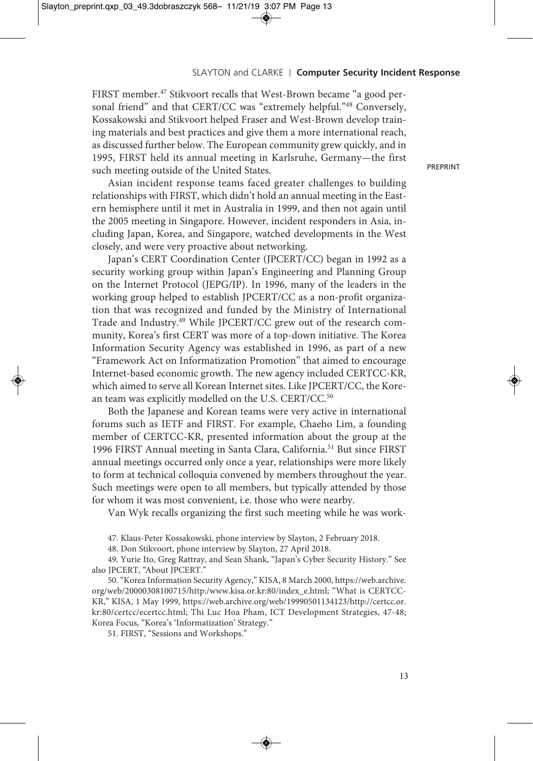FIRST member.[47] Stikvoort recalls that West-Brown became "a good personal friend" and that CERT/CC was "extremely helpful."[48] Conversely, Kossakowski and Stikvoort helped Fraser and West-Brown develop training materials and best practices and give them a more international reach, as discussed further below. The European community grew quickly, and in 1995, FIRST held its annual meeting in Karlsruhe, Germany—the first such meeting outside of the United States.

Asian incident response teams faced greater challenges to building relationships with FIRST, which didn't hold an annual meeting in the Eastern hemisphere until it met in Australia in 1999, and then not again until the 2005 meeting in Singapore. However, incident responders in Asia, including Japan, Korea, and Singapore, watched developments in the West closely, and were very proactive about networking.

Japan's CERT Coordination Center (JPCERT/CC) began in 1992 as a security working group within Japan's Engineering and Planning Group on the Internet Protocol (JEPG/IP). In 1996, many of the leaders in the working group helped to establish JPCERT/CC as a non-profit organization that was recognized and funded by the Ministry of International Trade and Industry.[49] While JPCERT/CC grew out of the research community, Korea's first CERT was more of a top-down initiative. The Korea Information Security Agency was established in 1996, as part of a new "Framework Act on Informatization Promotion" that aimed to encourage Internet-based economic growth. The new agency included CERTCC-KR, which aimed to serve all Korean Internet sites. Like JPCERT/CC, the Korean team was explicitly modelled on the U.S. CERT/CC.[50]

Both the Japanese and Korean teams were very active in international forums such as IETF and FIRST. For example, Chaeho Lim, a founding member of CERTCC-KR, presented information about the group at the 1996 FIRST Annual meeting in Santa Clara, California.[51] But since FIRST annual meetings occurred only once a year, relationships were more likely to form at technical colloquia convened by members throughout the year. Such meetings were open to all members, but typically attended by those for whom it was most convenient, i.e. those who were nearby.

Van Wyk recalls organizing the first such meeting while he was work-

47. Klaus-Peter Kossakowski, phone interview by Slayton, 2 February 2018.

48. Don Stikvoort, phone interview by Slayton, 27 April 2018.

49. Yurie Ito, Greg Rattray, and Sean Shank, "Japan's Cyber Security History." See also JPCERT, "About JPCERT."

50. "Korea Information Security Agency," KISA, 8 March 2000, https://web.archive.org/web/20000308100715/http:/www.kisa.or.kr:80/index_e.html; "What is CERTCC-KR," KISA, 1 May 1999, https://web.archive.org/web/19990501134123/http://certcc.or.kr:80/certcc/ecertcc.html; Thi Luc Hoa Pham, ICT Development Strategies, 47-48; Korea Focus, "Korea's 'Informatization' Strategy."

51. FIRST, "Sessions and Workshops."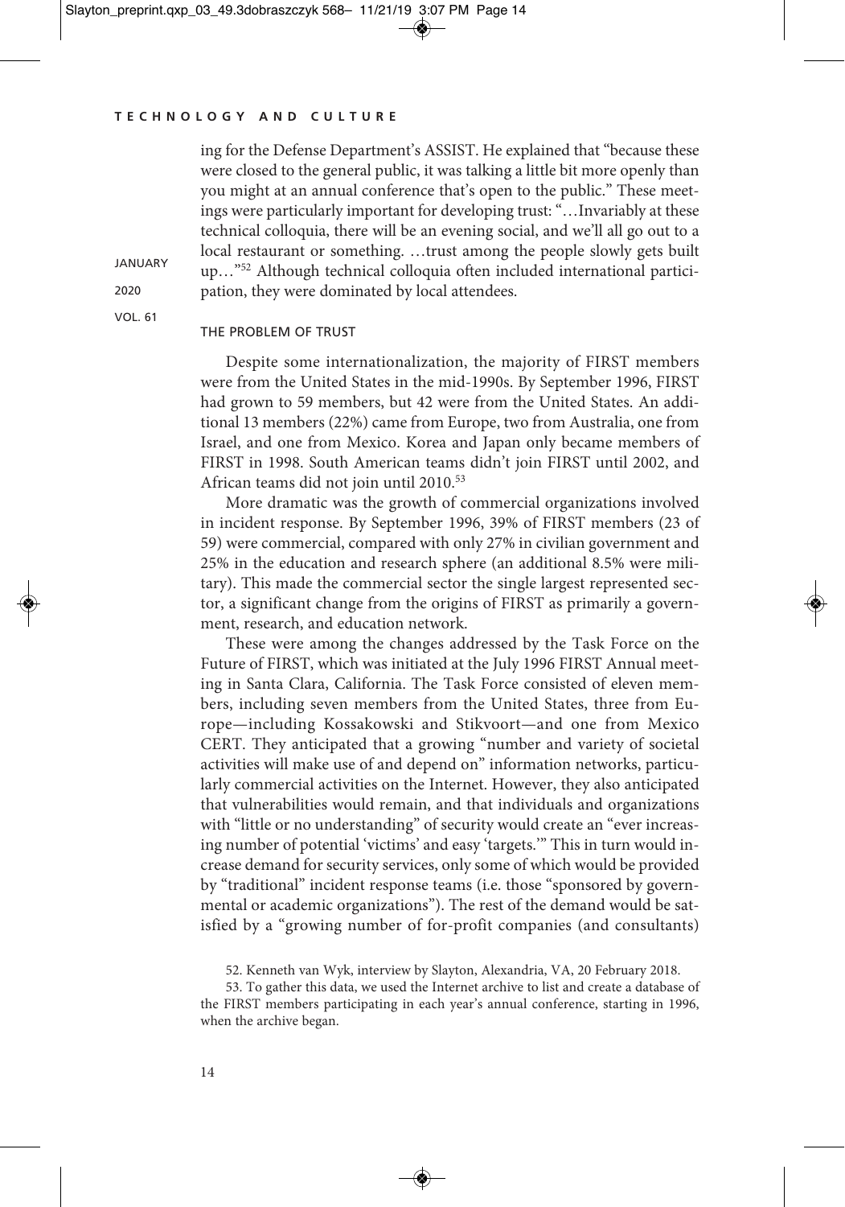ing for the Defense Department's ASSIST. He explained that "because these were closed to the general public, it was talking a little bit more openly than you might at an annual conference that's open to the public." These meetings were particularly important for developing trust: "…Invariably at these technical colloquia, there will be an evening social, and we'll all go out to a local restaurant or something. …trust among the people slowly gets built up…"[52] Although technical colloquia often included international participation, they were dominated by local attendees.

## THE PROBLEM OF TRUST

Despite some internationalization, the majority of FIRST members were from the United States in the mid-1990s. By September 1996, FIRST had grown to 59 members, but 42 were from the United States. An additional 13 members (22%) came from Europe, two from Australia, one from Israel, and one from Mexico. Korea and Japan only became members of FIRST in 1998. South American teams didn't join FIRST until 2002, and African teams did not join until 2010.[53]

More dramatic was the growth of commercial organizations involved in incident response. By September 1996, 39% of FIRST members (23 of 59) were commercial, compared with only 27% in civilian government and 25% in the education and research sphere (an additional 8.5% were military). This made the commercial sector the single largest represented sector, a significant change from the origins of FIRST as primarily a government, research, and education network.

These were among the changes addressed by the Task Force on the Future of FIRST, which was initiated at the July 1996 FIRST Annual meeting in Santa Clara, California. The Task Force consisted of eleven members, including seven members from the United States, three from Europe—including Kossakowski and Stikvoort—and one from Mexico CERT. They anticipated that a growing "number and variety of societal activities will make use of and depend on" information networks, particularly commercial activities on the Internet. However, they also anticipated that vulnerabilities would remain, and that individuals and organizations with "little or no understanding" of security would create an "ever increasing number of potential 'victims' and easy 'targets.'" This in turn would increase demand for security services, only some of which would be provided by "traditional" incident response teams (i.e. those "sponsored by governmental or academic organizations"). The rest of the demand would be satisfied by a "growing number of for-profit companies (and consultants)

52. Kenneth van Wyk, interview by Slayton, Alexandria, VA, 20 February 2018.

53. To gather this data, we used the Internet archive to list and create a database of the FIRST members participating in each year's annual conference, starting in 1996, when the archive began.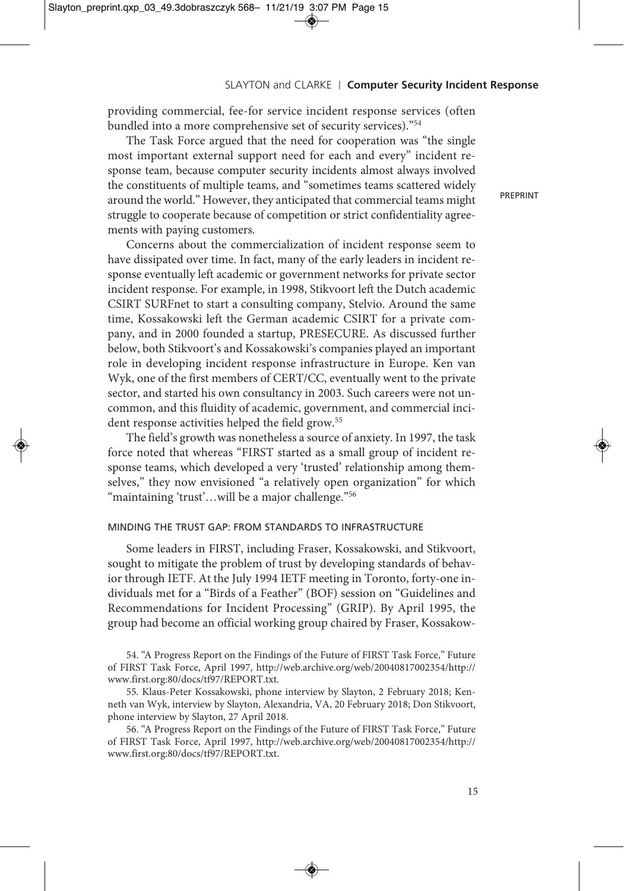providing commercial, fee-for service incident response services (often bundled into a more comprehensive set of security services)."[54]

The Task Force argued that the need for cooperation was "the single most important external support need for each and every" incident response team, because computer security incidents almost always involved the constituents of multiple teams, and "sometimes teams scattered widely around the world." However, they anticipated that commercial teams might struggle to cooperate because of competition or strict confidentiality agreements with paying customers.

Concerns about the commercialization of incident response seem to have dissipated over time. In fact, many of the early leaders in incident response eventually left academic or government networks for private sector incident response. For example, in 1998, Stikvoort left the Dutch academic CSIRT SURFnet to start a consulting company, Stelvio. Around the same time, Kossakowski left the German academic CSIRT for a private company, and in 2000 founded a startup, PRESECURE. As discussed further below, both Stikvoort's and Kossakowski's companies played an important role in developing incident response infrastructure in Europe. Ken van Wyk, one of the first members of CERT/CC, eventually went to the private sector, and started his own consultancy in 2003. Such careers were not uncommon, and this fluidity of academic, government, and commercial incident response activities helped the field grow.[55]

The field's growth was nonetheless a source of anxiety. In 1997, the task force noted that whereas "FIRST started as a small group of incident response teams, which developed a very 'trusted' relationship among themselves," they now envisioned "a relatively open organization" for which "maintaining 'trust'…will be a major challenge."[56]

## MINDING THE TRUST GAP: FROM STANDARDS TO INFRASTRUCTURE

Some leaders in FIRST, including Fraser, Kossakowski, and Stikvoort, sought to mitigate the problem of trust by developing standards of behavior through IETF. At the July 1994 IETF meeting in Toronto, forty-one individuals met for a "Birds of a Feather" (BOF) session on "Guidelines and Recommendations for Incident Processing" (GRIP). By April 1995, the group had become an official working group chaired by Fraser, Kossakow-

54. "A Progress Report on the Findings of the Future of FIRST Task Force," Future of FIRST Task Force, April 1997, http://web.archive.org/web/20040817002354/http://www.first.org:80/docs/tf97/REPORT.txt.

55. Klaus-Peter Kossakowski, phone interview by Slayton, 2 February 2018; Kenneth van Wyk, interview by Slayton, Alexandria, VA, 20 February 2018; Don Stikvoort, phone interview by Slayton, 27 April 2018.

56. "A Progress Report on the Findings of the Future of FIRST Task Force," Future of FIRST Task Force, April 1997, http://web.archive.org/web/20040817002354/http://www.first.org:80/docs/tf97/REPORT.txt.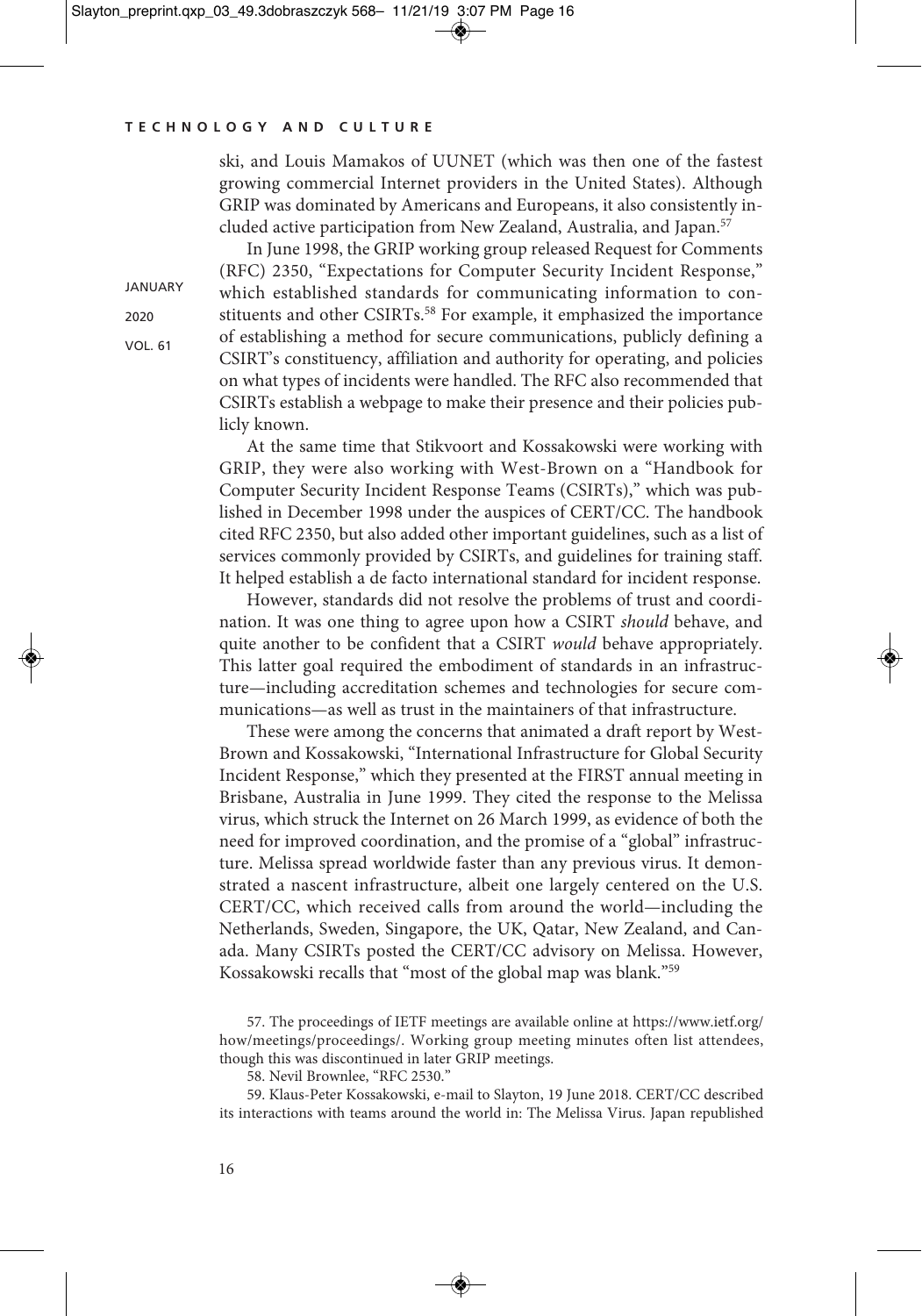ski, and Louis Mamakos of UUNET (which was then one of the fastest growing commercial Internet providers in the United States). Although GRIP was dominated by Americans and Europeans, it also consistently included active participation from New Zealand, Australia, and Japan.[57]

In June 1998, the GRIP working group released Request for Comments (RFC) 2350, "Expectations for Computer Security Incident Response," which established standards for communicating information to constituents and other CSIRTs.[58] For example, it emphasized the importance of establishing a method for secure communications, publicly defining a CSIRT's constituency, affiliation and authority for operating, and policies on what types of incidents were handled. The RFC also recommended that CSIRTs establish a webpage to make their presence and their policies publicly known.

At the same time that Stikvoort and Kossakowski were working with GRIP, they were also working with West-Brown on a "Handbook for Computer Security Incident Response Teams (CSIRTs)," which was published in December 1998 under the auspices of CERT/CC. The handbook cited RFC 2350, but also added other important guidelines, such as a list of services commonly provided by CSIRTs, and guidelines for training staff. It helped establish a de facto international standard for incident response.

However, standards did not resolve the problems of trust and coordination. It was one thing to agree upon how a CSIRT *should* behave, and quite another to be confident that a CSIRT *would* behave appropriately. This latter goal required the embodiment of standards in an infrastructure—including accreditation schemes and technologies for secure communications—as well as trust in the maintainers of that infrastructure.

These were among the concerns that animated a draft report by West-Brown and Kossakowski, "International Infrastructure for Global Security Incident Response," which they presented at the FIRST annual meeting in Brisbane, Australia in June 1999. They cited the response to the Melissa virus, which struck the Internet on 26 March 1999, as evidence of both the need for improved coordination, and the promise of a "global" infrastructure. Melissa spread worldwide faster than any previous virus. It demonstrated a nascent infrastructure, albeit one largely centered on the U.S. CERT/CC, which received calls from around the world—including the Netherlands, Sweden, Singapore, the UK, Qatar, New Zealand, and Canada. Many CSIRTs posted the CERT/CC advisory on Melissa. However, Kossakowski recalls that "most of the global map was blank."[59]

57. The proceedings of IETF meetings are available online at https://www.ietf.org/how/meetings/proceedings/. Working group meeting minutes often list attendees, though this was discontinued in later GRIP meetings.

58. Nevil Brownlee, "RFC 2530."

59. Klaus-Peter Kossakowski, e-mail to Slayton, 19 June 2018. CERT/CC described its interactions with teams around the world in: The Melissa Virus. Japan republished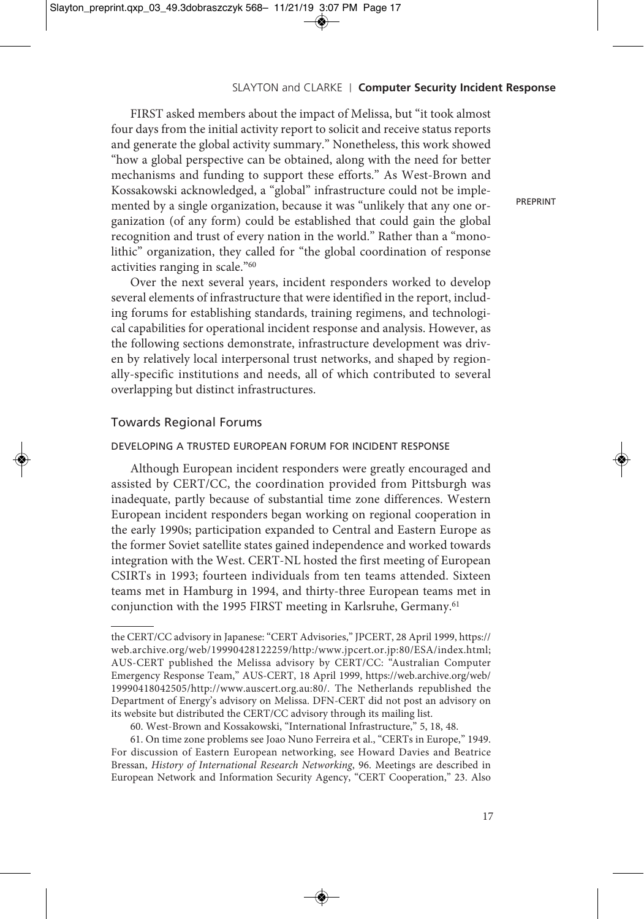FIRST asked members about the impact of Melissa, but "it took almost four days from the initial activity report to solicit and receive status reports and generate the global activity summary." Nonetheless, this work showed "how a global perspective can be obtained, along with the need for better mechanisms and funding to support these efforts." As West-Brown and Kossakowski acknowledged, a "global" infrastructure could not be implemented by a single organization, because it was "unlikely that any one organization (of any form) could be established that could gain the global recognition and trust of every nation in the world." Rather than a "monolithic" organization, they called for "the global coordination of response activities ranging in scale."[60]

Over the next several years, incident responders worked to develop several elements of infrastructure that were identified in the report, including forums for establishing standards, training regimens, and technological capabilities for operational incident response and analysis. However, as the following sections demonstrate, infrastructure development was driven by relatively local interpersonal trust networks, and shaped by regionally-specific institutions and needs, all of which contributed to several overlapping but distinct infrastructures.

## Towards Regional Forums

### DEVELOPING A TRUSTED EUROPEAN FORUM FOR INCIDENT RESPONSE

Although European incident responders were greatly encouraged and assisted by CERT/CC, the coordination provided from Pittsburgh was inadequate, partly because of substantial time zone differences. Western European incident responders began working on regional cooperation in the early 1990s; participation expanded to Central and Eastern Europe as the former Soviet satellite states gained independence and worked towards integration with the West. CERT-NL hosted the first meeting of European CSIRTs in 1993; fourteen individuals from ten teams attended. Sixteen teams met in Hamburg in 1994, and thirty-three European teams met in conjunction with the 1995 FIRST meeting in Karlsruhe, Germany.[61]

---

the CERT/CC advisory in Japanese: "CERT Advisories," JPCERT, 28 April 1999, https://web.archive.org/web/19990428122259/http:/www.jpcert.or.jp:80/ESA/index.html; AUS-CERT published the Melissa advisory by CERT/CC: "Australian Computer Emergency Response Team," AUS-CERT, 18 April 1999, https://web.archive.org/web/19990418042505/http://www.auscert.org.au:80/. The Netherlands republished the Department of Energy's advisory on Melissa. DFN-CERT did not post an advisory on its website but distributed the CERT/CC advisory through its mailing list.

60. West-Brown and Kossakowski, "International Infrastructure," 5, 18, 48.

61. On time zone problems see Joao Nuno Ferreira et al., "CERTs in Europe," 1949. For discussion of Eastern European networking, see Howard Davies and Beatrice Bressan, *History of International Research Networking*, 96. Meetings are described in European Network and Information Security Agency, "CERT Cooperation," 23. Also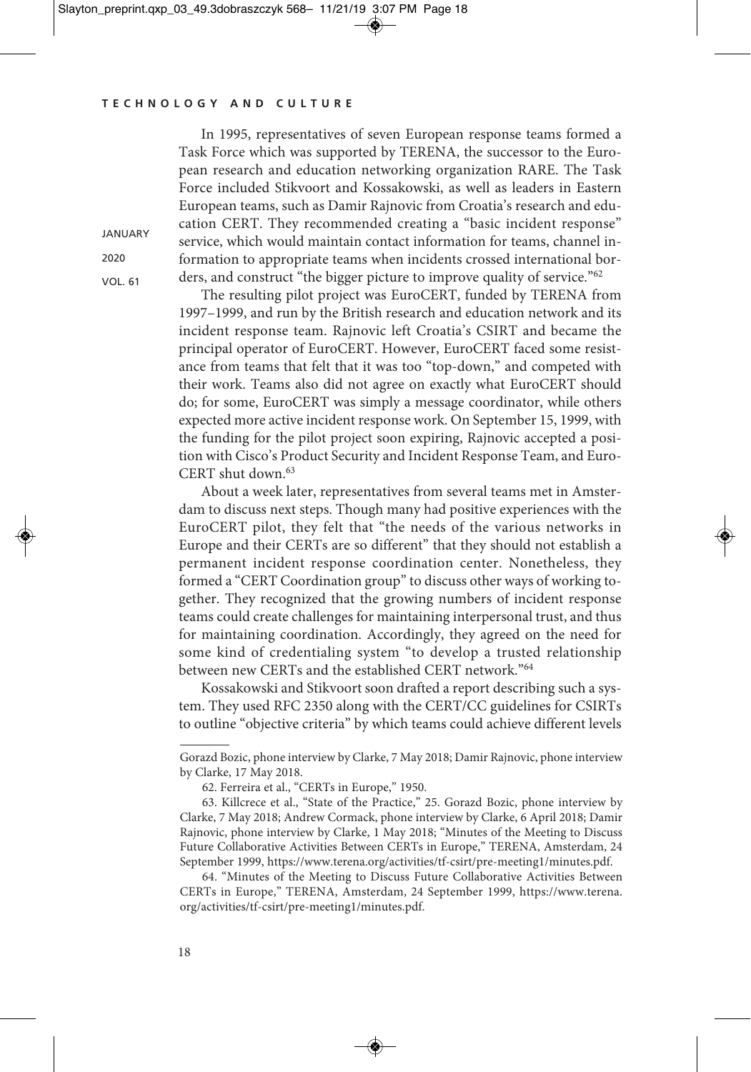In 1995, representatives of seven European response teams formed a Task Force which was supported by TERENA, the successor to the European research and education networking organization RARE. The Task Force included Stikvoort and Kossakowski, as well as leaders in Eastern European teams, such as Damir Rajnovic from Croatia's research and education CERT. They recommended creating a "basic incident response" service, which would maintain contact information for teams, channel information to appropriate teams when incidents crossed international borders, and construct "the bigger picture to improve quality of service."[62]

The resulting pilot project was EuroCERT, funded by TERENA from 1997–1999, and run by the British research and education network and its incident response team. Rajnovic left Croatia's CSIRT and became the principal operator of EuroCERT. However, EuroCERT faced some resistance from teams that felt that it was too "top-down," and competed with their work. Teams also did not agree on exactly what EuroCERT should do; for some, EuroCERT was simply a message coordinator, while others expected more active incident response work. On September 15, 1999, with the funding for the pilot project soon expiring, Rajnovic accepted a position with Cisco's Product Security and Incident Response Team, and EuroCERT shut down.[63]

About a week later, representatives from several teams met in Amsterdam to discuss next steps. Though many had positive experiences with the EuroCERT pilot, they felt that "the needs of the various networks in Europe and their CERTs are so different" that they should not establish a permanent incident response coordination center. Nonetheless, they formed a "CERT Coordination group" to discuss other ways of working together. They recognized that the growing numbers of incident response teams could create challenges for maintaining interpersonal trust, and thus for maintaining coordination. Accordingly, they agreed on the need for some kind of credentialing system "to develop a trusted relationship between new CERTs and the established CERT network."[64]

Kossakowski and Stikvoort soon drafted a report describing such a system. They used RFC 2350 along with the CERT/CC guidelines for CSIRTs to outline "objective criteria" by which teams could achieve different levels

---

Gorazd Bozic, phone interview by Clarke, 7 May 2018; Damir Rajnovic, phone interview by Clarke, 17 May 2018.

62. Ferreira et al., "CERTs in Europe," 1950.

63. Killcrece et al., "State of the Practice," 25. Gorazd Bozic, phone interview by Clarke, 7 May 2018; Andrew Cormack, phone interview by Clarke, 6 April 2018; Damir Rajnovic, phone interview by Clarke, 1 May 2018; "Minutes of the Meeting to Discuss Future Collaborative Activities Between CERTs in Europe," TERENA, Amsterdam, 24 September 1999, https://www.terena.org/activities/tf-csirt/pre-meeting1/minutes.pdf.

64. "Minutes of the Meeting to Discuss Future Collaborative Activities Between CERTs in Europe," TERENA, Amsterdam, 24 September 1999, https://www.terena.org/activities/tf-csirt/pre-meeting1/minutes.pdf.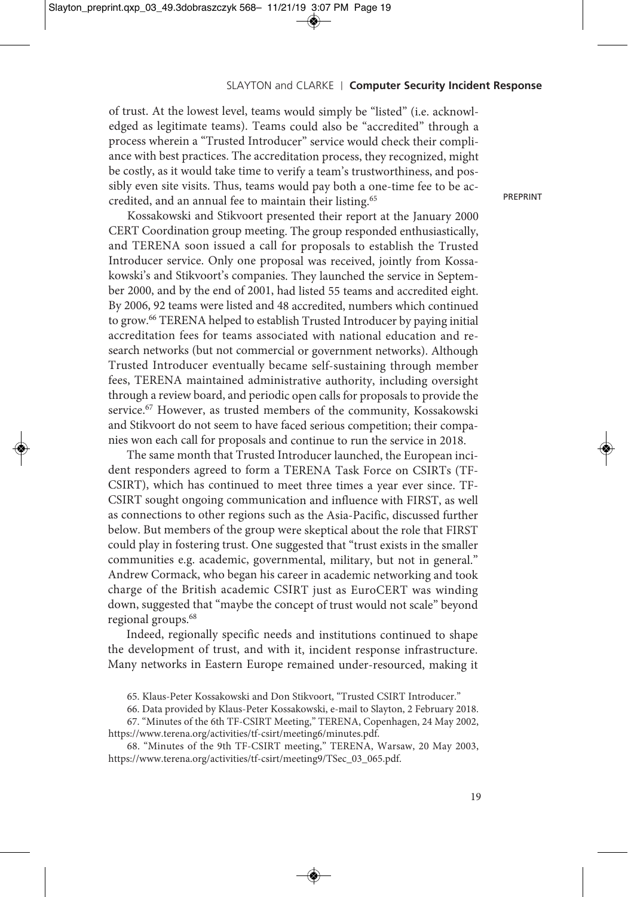of trust. At the lowest level, teams would simply be "listed" (i.e. acknowledged as legitimate teams). Teams could also be "accredited" through a process wherein a "Trusted Introducer" service would check their compliance with best practices. The accreditation process, they recognized, might be costly, as it would take time to verify a team's trustworthiness, and possibly even site visits. Thus, teams would pay both a one-time fee to be accredited, and an annual fee to maintain their listing.[65]

Kossakowski and Stikvoort presented their report at the January 2000 CERT Coordination group meeting. The group responded enthusiastically, and TERENA soon issued a call for proposals to establish the Trusted Introducer service. Only one proposal was received, jointly from Kossakowski's and Stikvoort's companies. They launched the service in September 2000, and by the end of 2001, had listed 55 teams and accredited eight. By 2006, 92 teams were listed and 48 accredited, numbers which continued to grow.[66] TERENA helped to establish Trusted Introducer by paying initial accreditation fees for teams associated with national education and research networks (but not commercial or government networks). Although Trusted Introducer eventually became self-sustaining through member fees, TERENA maintained administrative authority, including oversight through a review board, and periodic open calls for proposals to provide the service.[67] However, as trusted members of the community, Kossakowski and Stikvoort do not seem to have faced serious competition; their companies won each call for proposals and continue to run the service in 2018.

The same month that Trusted Introducer launched, the European incident responders agreed to form a TERENA Task Force on CSIRTs (TF-CSIRT), which has continued to meet three times a year ever since. TF-CSIRT sought ongoing communication and influence with FIRST, as well as connections to other regions such as the Asia-Pacific, discussed further below. But members of the group were skeptical about the role that FIRST could play in fostering trust. One suggested that "trust exists in the smaller communities e.g. academic, governmental, military, but not in general." Andrew Cormack, who began his career in academic networking and took charge of the British academic CSIRT just as EuroCERT was winding down, suggested that "maybe the concept of trust would not scale" beyond regional groups.[68]

Indeed, regionally specific needs and institutions continued to shape the development of trust, and with it, incident response infrastructure. Many networks in Eastern Europe remained under-resourced, making it

65. Klaus-Peter Kossakowski and Don Stikvoort, "Trusted CSIRT Introducer."

66. Data provided by Klaus-Peter Kossakowski, e-mail to Slayton, 2 February 2018.

67. "Minutes of the 6th TF-CSIRT Meeting," TERENA, Copenhagen, 24 May 2002, https://www.terena.org/activities/tf-csirt/meeting6/minutes.pdf.

68. "Minutes of the 9th TF-CSIRT meeting," TERENA, Warsaw, 20 May 2003, https://www.terena.org/activities/tf-csirt/meeting9/TSec_03_065.pdf.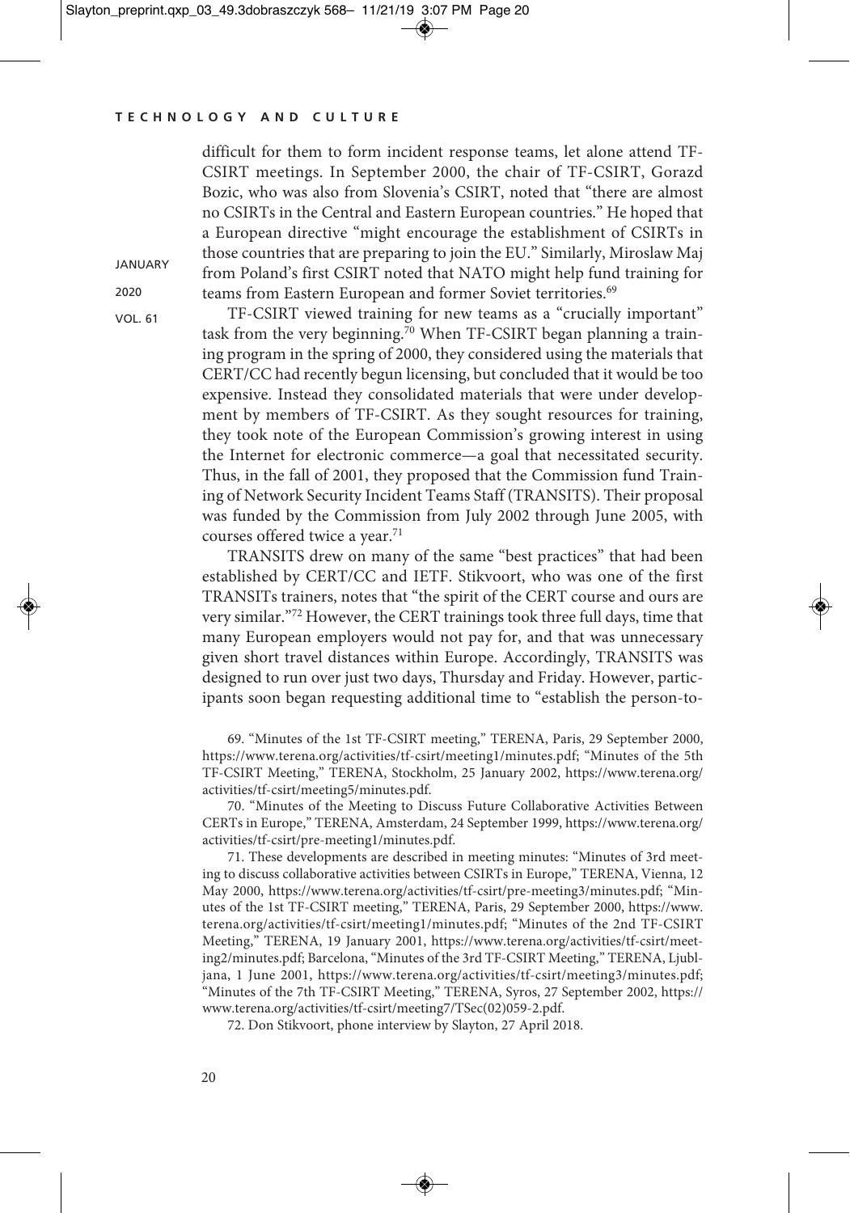difficult for them to form incident response teams, let alone attend TF-CSIRT meetings. In September 2000, the chair of TF-CSIRT, Gorazd Bozic, who was also from Slovenia's CSIRT, noted that "there are almost no CSIRTs in the Central and Eastern European countries." He hoped that a European directive "might encourage the establishment of CSIRTs in those countries that are preparing to join the EU." Similarly, Miroslaw Maj from Poland's first CSIRT noted that NATO might help fund training for teams from Eastern European and former Soviet territories.[69]

TF-CSIRT viewed training for new teams as a "crucially important" task from the very beginning.[70] When TF-CSIRT began planning a training program in the spring of 2000, they considered using the materials that CERT/CC had recently begun licensing, but concluded that it would be too expensive. Instead they consolidated materials that were under development by members of TF-CSIRT. As they sought resources for training, they took note of the European Commission's growing interest in using the Internet for electronic commerce—a goal that necessitated security. Thus, in the fall of 2001, they proposed that the Commission fund Training of Network Security Incident Teams Staff (TRANSITS). Their proposal was funded by the Commission from July 2002 through June 2005, with courses offered twice a year.[71]

TRANSITS drew on many of the same "best practices" that had been established by CERT/CC and IETF. Stikvoort, who was one of the first TRANSITs trainers, notes that "the spirit of the CERT course and ours are very similar."[72] However, the CERT trainings took three full days, time that many European employers would not pay for, and that was unnecessary given short travel distances within Europe. Accordingly, TRANSITS was designed to run over just two days, Thursday and Friday. However, participants soon began requesting additional time to "establish the person-to-

69. "Minutes of the 1st TF-CSIRT meeting," TERENA, Paris, 29 September 2000, https://www.terena.org/activities/tf-csirt/meeting1/minutes.pdf; "Minutes of the 5th TF-CSIRT Meeting," TERENA, Stockholm, 25 January 2002, https://www.terena.org/activities/tf-csirt/meeting5/minutes.pdf.

70. "Minutes of the Meeting to Discuss Future Collaborative Activities Between CERTs in Europe," TERENA, Amsterdam, 24 September 1999, https://www.terena.org/activities/tf-csirt/pre-meeting1/minutes.pdf.

71. These developments are described in meeting minutes: "Minutes of 3rd meeting to discuss collaborative activities between CSIRTs in Europe," TERENA, Vienna, 12 May 2000, https://www.terena.org/activities/tf-csirt/pre-meeting3/minutes.pdf; "Minutes of the 1st TF-CSIRT meeting," TERENA, Paris, 29 September 2000, https://www.terena.org/activities/tf-csirt/meeting1/minutes.pdf; "Minutes of the 2nd TF-CSIRT Meeting," TERENA, 19 January 2001, https://www.terena.org/activities/tf-csirt/meeting2/minutes.pdf; Barcelona, "Minutes of the 3rd TF-CSIRT Meeting," TERENA, Ljubljana, 1 June 2001, https://www.terena.org/activities/tf-csirt/meeting3/minutes.pdf; "Minutes of the 7th TF-CSIRT Meeting," TERENA, Syros, 27 September 2002, https://www.terena.org/activities/tf-csirt/meeting7/TSec(02)059-2.pdf.

72. Don Stikvoort, phone interview by Slayton, 27 April 2018.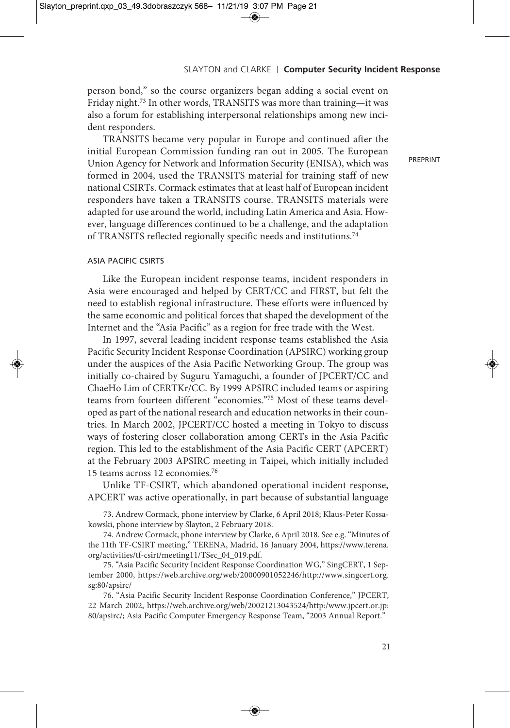person bond," so the course organizers began adding a social event on Friday night.[73] In other words, TRANSITS was more than training—it was also a forum for establishing interpersonal relationships among new incident responders.

TRANSITS became very popular in Europe and continued after the initial European Commission funding ran out in 2005. The European Union Agency for Network and Information Security (ENISA), which was formed in 2004, used the TRANSITS material for training staff of new national CSIRTs. Cormack estimates that at least half of European incident responders have taken a TRANSITS course. TRANSITS materials were adapted for use around the world, including Latin America and Asia. However, language differences continued to be a challenge, and the adaptation of TRANSITS reflected regionally specific needs and institutions.[74]

## ASIA PACIFIC CSIRTS

Like the European incident response teams, incident responders in Asia were encouraged and helped by CERT/CC and FIRST, but felt the need to establish regional infrastructure. These efforts were influenced by the same economic and political forces that shaped the development of the Internet and the "Asia Pacific" as a region for free trade with the West.

In 1997, several leading incident response teams established the Asia Pacific Security Incident Response Coordination (APSIRC) working group under the auspices of the Asia Pacific Networking Group. The group was initially co-chaired by Suguru Yamaguchi, a founder of JPCERT/CC and ChaeHo Lim of CERTKr/CC. By 1999 APSIRC included teams or aspiring teams from fourteen different "economies."[75] Most of these teams developed as part of the national research and education networks in their countries. In March 2002, JPCERT/CC hosted a meeting in Tokyo to discuss ways of fostering closer collaboration among CERTs in the Asia Pacific region. This led to the establishment of the Asia Pacific CERT (APCERT) at the February 2003 APSIRC meeting in Taipei, which initially included 15 teams across 12 economies.[76]

Unlike TF-CSIRT, which abandoned operational incident response, APCERT was active operationally, in part because of substantial language

73. Andrew Cormack, phone interview by Clarke, 6 April 2018; Klaus-Peter Kossakowski, phone interview by Slayton, 2 February 2018.

74. Andrew Cormack, phone interview by Clarke, 6 April 2018. See e.g. "Minutes of the 11th TF-CSIRT meeting," TERENA, Madrid, 16 January 2004, https://www.terena.org/activities/tf-csirt/meeting11/TSec_04_019.pdf.

75. "Asia Pacific Security Incident Response Coordination WG," SingCERT, 1 September 2000, https://web.archive.org/web/20000901052246/http://www.singcert.org.sg:80/apsirc/

76. "Asia Pacific Security Incident Response Coordination Conference," JPCERT, 22 March 2002, https://web.archive.org/web/20021213043524/http:/www.jpcert.or.jp:80/apsirc/; Asia Pacific Computer Emergency Response Team, "2003 Annual Report."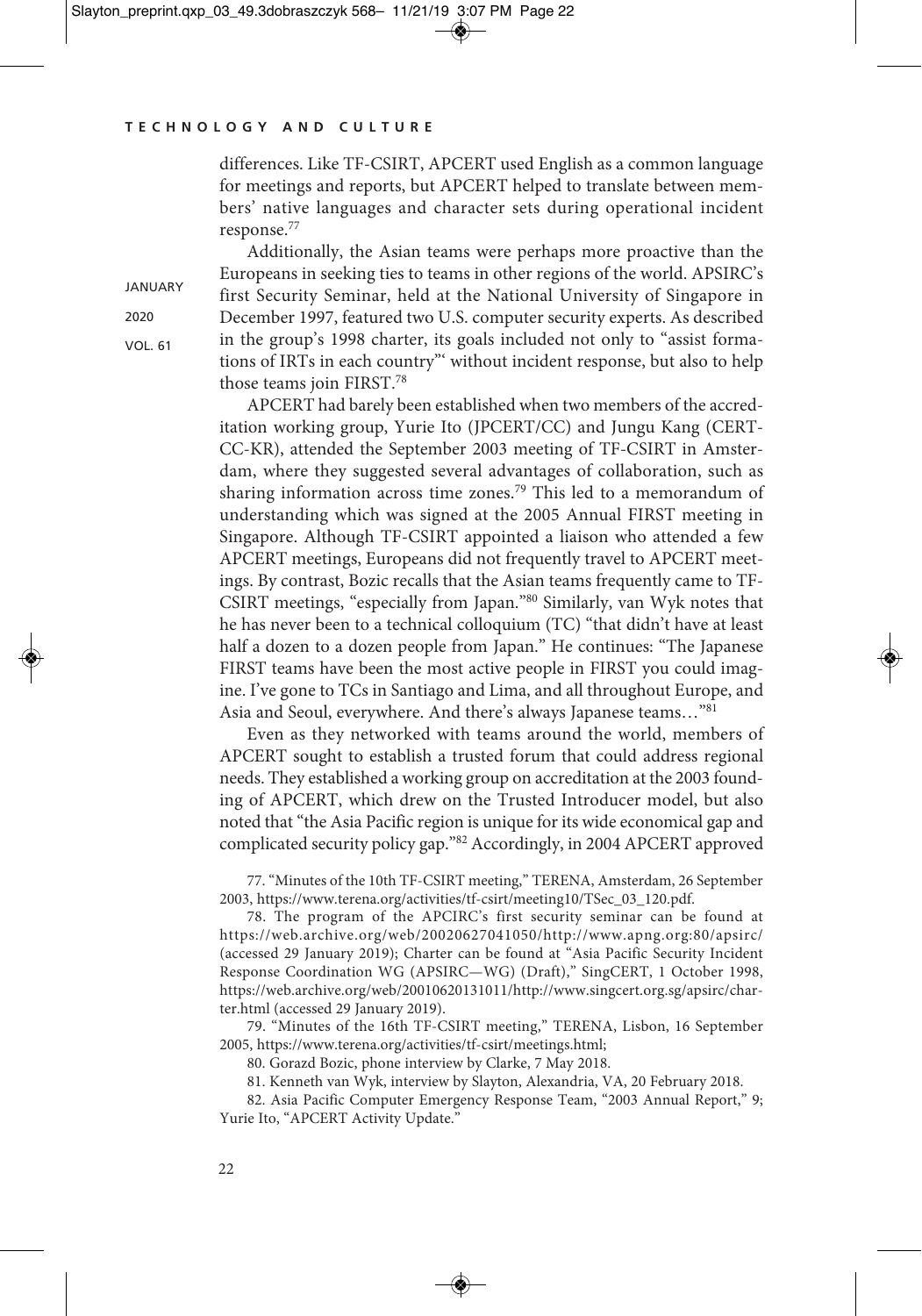differences. Like TF-CSIRT, APCERT used English as a common language for meetings and reports, but APCERT helped to translate between members' native languages and character sets during operational incident response.[77]

Additionally, the Asian teams were perhaps more proactive than the Europeans in seeking ties to teams in other regions of the world. APSIRC's first Security Seminar, held at the National University of Singapore in December 1997, featured two U.S. computer security experts. As described in the group's 1998 charter, its goals included not only to "assist formations of IRTs in each country"' without incident response, but also to help those teams join FIRST.[78]

APCERT had barely been established when two members of the accreditation working group, Yurie Ito (JPCERT/CC) and Jungu Kang (CERT-CC-KR), attended the September 2003 meeting of TF-CSIRT in Amsterdam, where they suggested several advantages of collaboration, such as sharing information across time zones.[79] This led to a memorandum of understanding which was signed at the 2005 Annual FIRST meeting in Singapore. Although TF-CSIRT appointed a liaison who attended a few APCERT meetings, Europeans did not frequently travel to APCERT meetings. By contrast, Bozic recalls that the Asian teams frequently came to TF-CSIRT meetings, "especially from Japan."[80] Similarly, van Wyk notes that he has never been to a technical colloquium (TC) "that didn't have at least half a dozen to a dozen people from Japan." He continues: "The Japanese FIRST teams have been the most active people in FIRST you could imagine. I've gone to TCs in Santiago and Lima, and all throughout Europe, and Asia and Seoul, everywhere. And there's always Japanese teams…"[81]

Even as they networked with teams around the world, members of APCERT sought to establish a trusted forum that could address regional needs. They established a working group on accreditation at the 2003 founding of APCERT, which drew on the Trusted Introducer model, but also noted that "the Asia Pacific region is unique for its wide economical gap and complicated security policy gap."[82] Accordingly, in 2004 APCERT approved

77. "Minutes of the 10th TF-CSIRT meeting," TERENA, Amsterdam, 26 September 2003, https://www.terena.org/activities/tf-csirt/meeting10/TSec_03_120.pdf.

78. The program of the APCIRC's first security seminar can be found at https://web.archive.org/web/20020627041050/http://www.apng.org:80/apsirc/ (accessed 29 January 2019); Charter can be found at "Asia Pacific Security Incident Response Coordination WG (APSIRC—WG) (Draft)," SingCERT, 1 October 1998, https://web.archive.org/web/20010620131011/http://www.singcert.org.sg/apsirc/charter.html (accessed 29 January 2019).

79. "Minutes of the 16th TF-CSIRT meeting," TERENA, Lisbon, 16 September 2005, https://www.terena.org/activities/tf-csirt/meetings.html;

80. Gorazd Bozic, phone interview by Clarke, 7 May 2018.

81. Kenneth van Wyk, interview by Slayton, Alexandria, VA, 20 February 2018.

82. Asia Pacific Computer Emergency Response Team, "2003 Annual Report," 9; Yurie Ito, "APCERT Activity Update."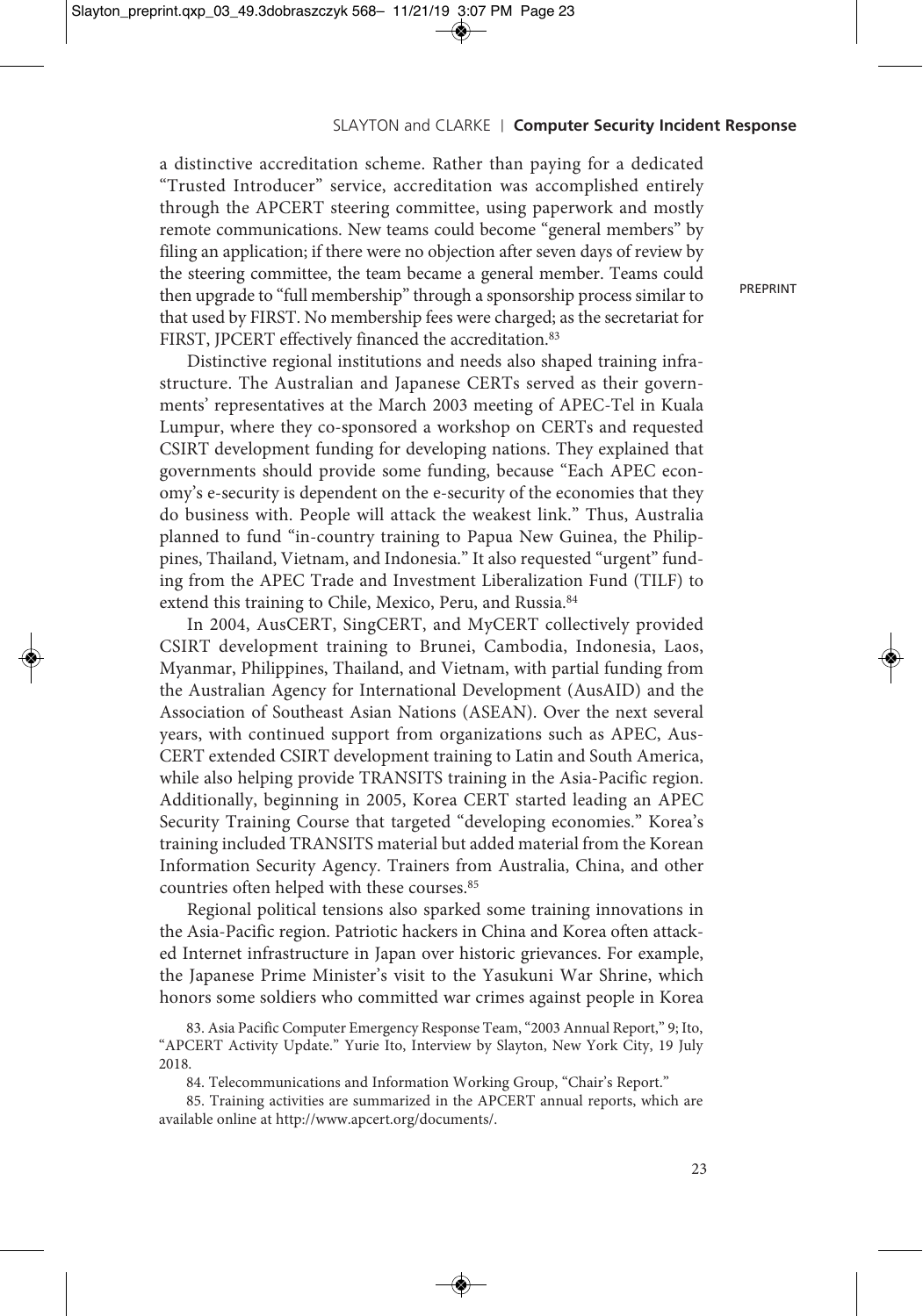a distinctive accreditation scheme. Rather than paying for a dedicated "Trusted Introducer" service, accreditation was accomplished entirely through the APCERT steering committee, using paperwork and mostly remote communications. New teams could become "general members" by filing an application; if there were no objection after seven days of review by the steering committee, the team became a general member. Teams could then upgrade to "full membership" through a sponsorship process similar to that used by FIRST. No membership fees were charged; as the secretariat for FIRST, JPCERT effectively financed the accreditation.[83]

Distinctive regional institutions and needs also shaped training infrastructure. The Australian and Japanese CERTs served as their governments' representatives at the March 2003 meeting of APEC-Tel in Kuala Lumpur, where they co-sponsored a workshop on CERTs and requested CSIRT development funding for developing nations. They explained that governments should provide some funding, because "Each APEC economy's e-security is dependent on the e-security of the economies that they do business with. People will attack the weakest link." Thus, Australia planned to fund "in-country training to Papua New Guinea, the Philippines, Thailand, Vietnam, and Indonesia." It also requested "urgent" funding from the APEC Trade and Investment Liberalization Fund (TILF) to extend this training to Chile, Mexico, Peru, and Russia.[84]

In 2004, AusCERT, SingCERT, and MyCERT collectively provided CSIRT development training to Brunei, Cambodia, Indonesia, Laos, Myanmar, Philippines, Thailand, and Vietnam, with partial funding from the Australian Agency for International Development (AusAID) and the Association of Southeast Asian Nations (ASEAN). Over the next several years, with continued support from organizations such as APEC, AusCERT extended CSIRT development training to Latin and South America, while also helping provide TRANSITS training in the Asia-Pacific region. Additionally, beginning in 2005, Korea CERT started leading an APEC Security Training Course that targeted "developing economies." Korea's training included TRANSITS material but added material from the Korean Information Security Agency. Trainers from Australia, China, and other countries often helped with these courses.[85]

Regional political tensions also sparked some training innovations in the Asia-Pacific region. Patriotic hackers in China and Korea often attacked Internet infrastructure in Japan over historic grievances. For example, the Japanese Prime Minister's visit to the Yasukuni War Shrine, which honors some soldiers who committed war crimes against people in Korea

83. Asia Pacific Computer Emergency Response Team, "2003 Annual Report," 9; Ito, "APCERT Activity Update." Yurie Ito, Interview by Slayton, New York City, 19 July 2018.

84. Telecommunications and Information Working Group, "Chair's Report."

85. Training activities are summarized in the APCERT annual reports, which are available online at http://www.apcert.org/documents/.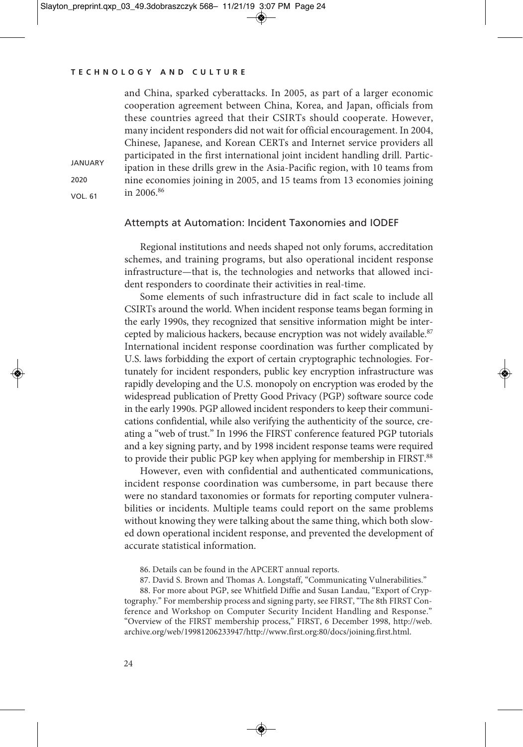and China, sparked cyberattacks. In 2005, as part of a larger economic cooperation agreement between China, Korea, and Japan, officials from these countries agreed that their CSIRTs should cooperate. However, many incident responders did not wait for official encouragement. In 2004, Chinese, Japanese, and Korean CERTs and Internet service providers all participated in the first international joint incident handling drill. Participation in these drills grew in the Asia-Pacific region, with 10 teams from nine economies joining in 2005, and 15 teams from 13 economies joining in 2006.[86]

## Attempts at Automation: Incident Taxonomies and IODEF

Regional institutions and needs shaped not only forums, accreditation schemes, and training programs, but also operational incident response infrastructure—that is, the technologies and networks that allowed incident responders to coordinate their activities in real-time.

Some elements of such infrastructure did in fact scale to include all CSIRTs around the world. When incident response teams began forming in the early 1990s, they recognized that sensitive information might be intercepted by malicious hackers, because encryption was not widely available.[87] International incident response coordination was further complicated by U.S. laws forbidding the export of certain cryptographic technologies. Fortunately for incident responders, public key encryption infrastructure was rapidly developing and the U.S. monopoly on encryption was eroded by the widespread publication of Pretty Good Privacy (PGP) software source code in the early 1990s. PGP allowed incident responders to keep their communications confidential, while also verifying the authenticity of the source, creating a "web of trust." In 1996 the FIRST conference featured PGP tutorials and a key signing party, and by 1998 incident response teams were required to provide their public PGP key when applying for membership in FIRST.[88]

However, even with confidential and authenticated communications, incident response coordination was cumbersome, in part because there were no standard taxonomies or formats for reporting computer vulnerabilities or incidents. Multiple teams could report on the same problems without knowing they were talking about the same thing, which both slowed down operational incident response, and prevented the development of accurate statistical information.

86. Details can be found in the APCERT annual reports.

87. David S. Brown and Thomas A. Longstaff, "Communicating Vulnerabilities."

88. For more about PGP, see Whitfield Diffie and Susan Landau, "Export of Cryptography." For membership process and signing party, see FIRST, "The 8th FIRST Conference and Workshop on Computer Security Incident Handling and Response." "Overview of the FIRST membership process," FIRST, 6 December 1998, http://web.archive.org/web/19981206233947/http://www.first.org:80/docs/joining.first.html.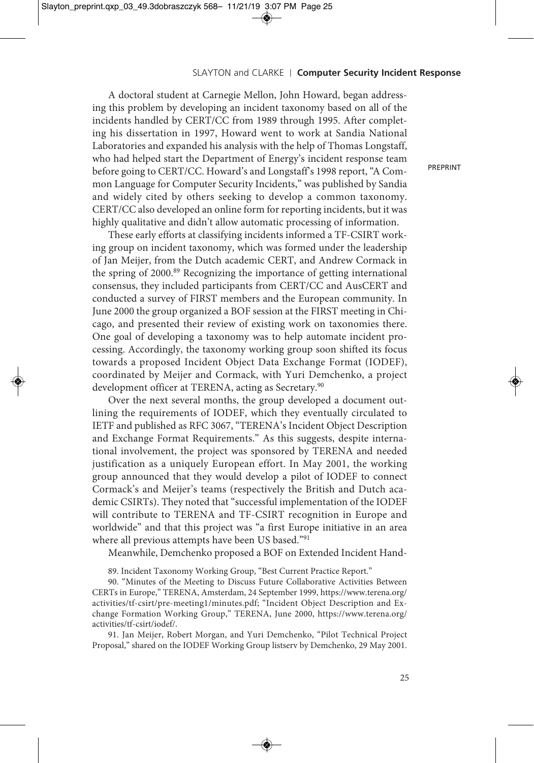A doctoral student at Carnegie Mellon, John Howard, began addressing this problem by developing an incident taxonomy based on all of the incidents handled by CERT/CC from 1989 through 1995. After completing his dissertation in 1997, Howard went to work at Sandia National Laboratories and expanded his analysis with the help of Thomas Longstaff, who had helped start the Department of Energy's incident response team before going to CERT/CC. Howard's and Longstaff's 1998 report, "A Common Language for Computer Security Incidents," was published by Sandia and widely cited by others seeking to develop a common taxonomy. CERT/CC also developed an online form for reporting incidents, but it was highly qualitative and didn't allow automatic processing of information.

These early efforts at classifying incidents informed a TF-CSIRT working group on incident taxonomy, which was formed under the leadership of Jan Meijer, from the Dutch academic CERT, and Andrew Cormack in the spring of 2000.[89] Recognizing the importance of getting international consensus, they included participants from CERT/CC and AusCERT and conducted a survey of FIRST members and the European community. In June 2000 the group organized a BOF session at the FIRST meeting in Chicago, and presented their review of existing work on taxonomies there. One goal of developing a taxonomy was to help automate incident processing. Accordingly, the taxonomy working group soon shifted its focus towards a proposed Incident Object Data Exchange Format (IODEF), coordinated by Meijer and Cormack, with Yuri Demchenko, a project development officer at TERENA, acting as Secretary.[90]

Over the next several months, the group developed a document outlining the requirements of IODEF, which they eventually circulated to IETF and published as RFC 3067, "TERENA's Incident Object Description and Exchange Format Requirements." As this suggests, despite international involvement, the project was sponsored by TERENA and needed justification as a uniquely European effort. In May 2001, the working group announced that they would develop a pilot of IODEF to connect Cormack's and Meijer's teams (respectively the British and Dutch academic CSIRTs). They noted that "successful implementation of the IODEF will contribute to TERENA and TF-CSIRT recognition in Europe and worldwide" and that this project was "a first Europe initiative in an area where all previous attempts have been US based."[91]

Meanwhile, Demchenko proposed a BOF on Extended Incident Hand-

89. Incident Taxonomy Working Group, "Best Current Practice Report."

90. "Minutes of the Meeting to Discuss Future Collaborative Activities Between CERTs in Europe," TERENA, Amsterdam, 24 September 1999, https://www.terena.org/activities/tf-csirt/pre-meeting1/minutes.pdf; "Incident Object Description and Exchange Formation Working Group," TERENA, June 2000, https://www.terena.org/activities/tf-csirt/iodef/.

91. Jan Meijer, Robert Morgan, and Yuri Demchenko, "Pilot Technical Project Proposal," shared on the IODEF Working Group listserv by Demchenko, 29 May 2001.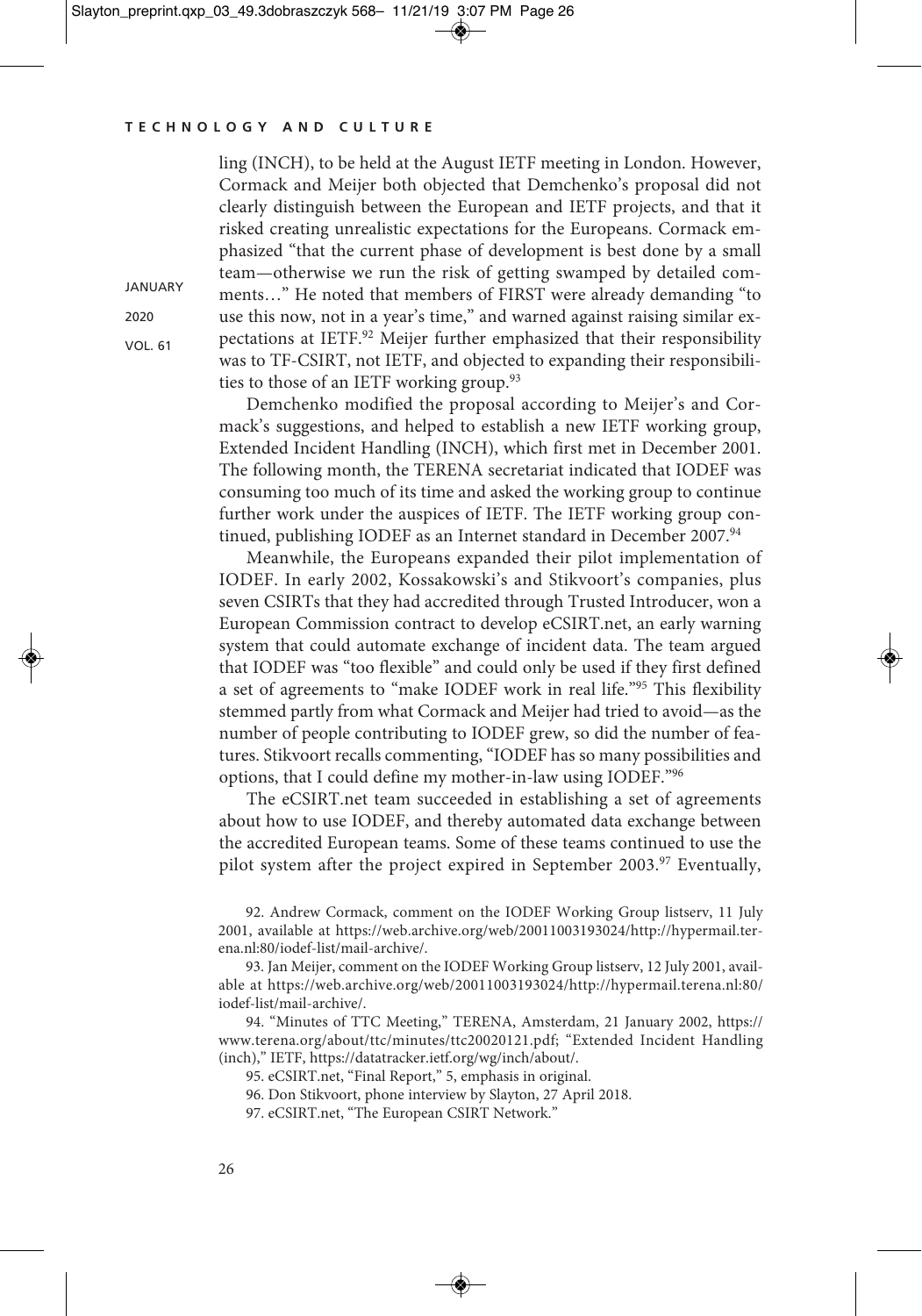ling (INCH), to be held at the August IETF meeting in London. However, Cormack and Meijer both objected that Demchenko's proposal did not clearly distinguish between the European and IETF projects, and that it risked creating unrealistic expectations for the Europeans. Cormack emphasized "that the current phase of development is best done by a small team—otherwise we run the risk of getting swamped by detailed comments…" He noted that members of FIRST were already demanding "to use this now, not in a year's time," and warned against raising similar expectations at IETF.[92] Meijer further emphasized that their responsibility was to TF-CSIRT, not IETF, and objected to expanding their responsibilities to those of an IETF working group.[93]

Demchenko modified the proposal according to Meijer's and Cormack's suggestions, and helped to establish a new IETF working group, Extended Incident Handling (INCH), which first met in December 2001. The following month, the TERENA secretariat indicated that IODEF was consuming too much of its time and asked the working group to continue further work under the auspices of IETF. The IETF working group continued, publishing IODEF as an Internet standard in December 2007.[94]

Meanwhile, the Europeans expanded their pilot implementation of IODEF. In early 2002, Kossakowski's and Stikvoort's companies, plus seven CSIRTs that they had accredited through Trusted Introducer, won a European Commission contract to develop eCSIRT.net, an early warning system that could automate exchange of incident data. The team argued that IODEF was "too flexible" and could only be used if they first defined a set of agreements to "make IODEF work in real life."[95] This flexibility stemmed partly from what Cormack and Meijer had tried to avoid—as the number of people contributing to IODEF grew, so did the number of features. Stikvoort recalls commenting, "IODEF has so many possibilities and options, that I could define my mother-in-law using IODEF."[96]

The eCSIRT.net team succeeded in establishing a set of agreements about how to use IODEF, and thereby automated data exchange between the accredited European teams. Some of these teams continued to use the pilot system after the project expired in September 2003.[97] Eventually,

92. Andrew Cormack, comment on the IODEF Working Group listserv, 11 July 2001, available at https://web.archive.org/web/20011003193024/http://hypermail.terena.nl:80/iodef-list/mail-archive/.

93. Jan Meijer, comment on the IODEF Working Group listserv, 12 July 2001, available at https://web.archive.org/web/20011003193024/http://hypermail.terena.nl:80/iodef-list/mail-archive/.

94. "Minutes of TTC Meeting," TERENA, Amsterdam, 21 January 2002, https://www.terena.org/about/ttc/minutes/ttc20020121.pdf; "Extended Incident Handling (inch)," IETF, https://datatracker.ietf.org/wg/inch/about/.

95. eCSIRT.net, "Final Report," 5, emphasis in original.

96. Don Stikvoort, phone interview by Slayton, 27 April 2018.

97. eCSIRT.net, "The European CSIRT Network."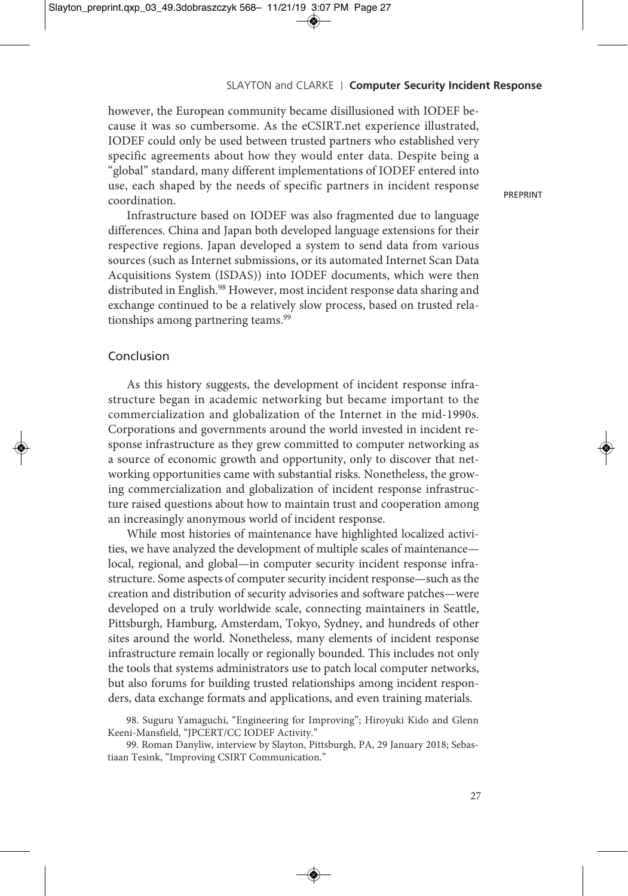however, the European community became disillusioned with IODEF because it was so cumbersome. As the eCSIRT.net experience illustrated, IODEF could only be used between trusted partners who established very specific agreements about how they would enter data. Despite being a "global" standard, many different implementations of IODEF entered into use, each shaped by the needs of specific partners in incident response coordination.

Infrastructure based on IODEF was also fragmented due to language differences. China and Japan both developed language extensions for their respective regions. Japan developed a system to send data from various sources (such as Internet submissions, or its automated Internet Scan Data Acquisitions System (ISDAS)) into IODEF documents, which were then distributed in English.[98] However, most incident response data sharing and exchange continued to be a relatively slow process, based on trusted relationships among partnering teams.[99]

## Conclusion

As this history suggests, the development of incident response infrastructure began in academic networking but became important to the commercialization and globalization of the Internet in the mid-1990s. Corporations and governments around the world invested in incident response infrastructure as they grew committed to computer networking as a source of economic growth and opportunity, only to discover that networking opportunities came with substantial risks. Nonetheless, the growing commercialization and globalization of incident response infrastructure raised questions about how to maintain trust and cooperation among an increasingly anonymous world of incident response.

While most histories of maintenance have highlighted localized activities, we have analyzed the development of multiple scales of maintenance—local, regional, and global—in computer security incident response infrastructure. Some aspects of computer security incident response—such as the creation and distribution of security advisories and software patches—were developed on a truly worldwide scale, connecting maintainers in Seattle, Pittsburgh, Hamburg, Amsterdam, Tokyo, Sydney, and hundreds of other sites around the world. Nonetheless, many elements of incident response infrastructure remain locally or regionally bounded. This includes not only the tools that systems administrators use to patch local computer networks, but also forums for building trusted relationships among incident responders, data exchange formats and applications, and even training materials.

98. Suguru Yamaguchi, "Engineering for Improving"; Hiroyuki Kido and Glenn Keeni-Mansfield, "JPCERT/CC IODEF Activity."

99. Roman Danyliw, interview by Slayton, Pittsburgh, PA, 29 January 2018; Sebastiaan Tesink, "Improving CSIRT Communication."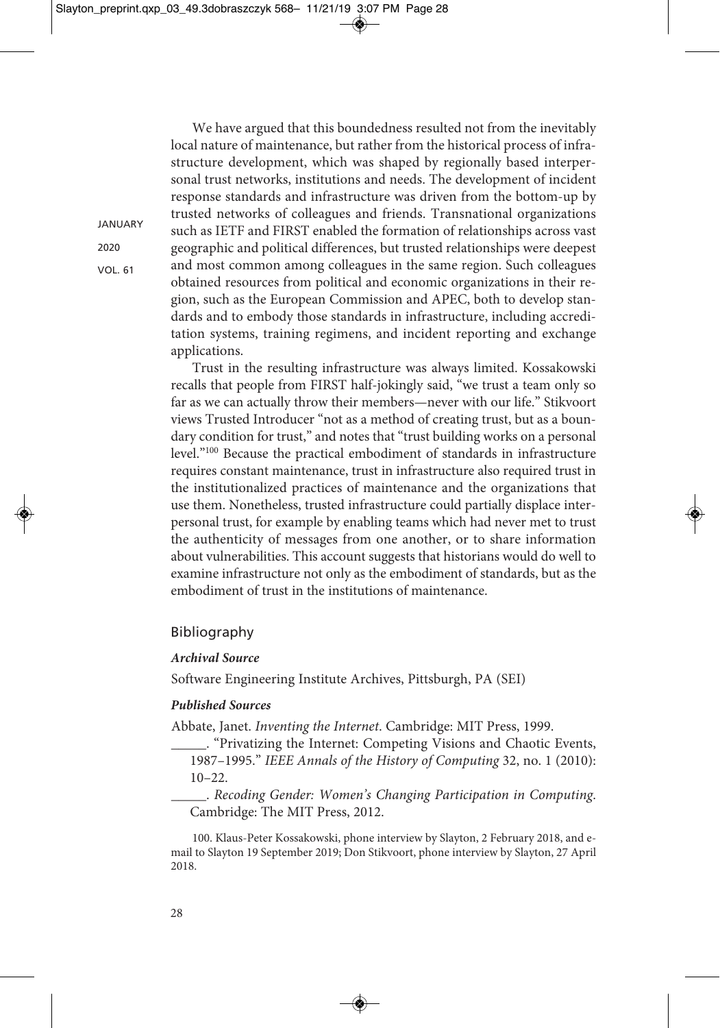We have argued that this boundedness resulted not from the inevitably local nature of maintenance, but rather from the historical process of infrastructure development, which was shaped by regionally based interpersonal trust networks, institutions and needs. The development of incident response standards and infrastructure was driven from the bottom-up by trusted networks of colleagues and friends. Transnational organizations such as IETF and FIRST enabled the formation of relationships across vast geographic and political differences, but trusted relationships were deepest and most common among colleagues in the same region. Such colleagues obtained resources from political and economic organizations in their region, such as the European Commission and APEC, both to develop standards and to embody those standards in infrastructure, including accreditation systems, training regimens, and incident reporting and exchange applications.

Trust in the resulting infrastructure was always limited. Kossakowski recalls that people from FIRST half-jokingly said, "we trust a team only so far as we can actually throw their members—never with our life." Stikvoort views Trusted Introducer "not as a method of creating trust, but as a boundary condition for trust," and notes that "trust building works on a personal level."[100] Because the practical embodiment of standards in infrastructure requires constant maintenance, trust in infrastructure also required trust in the institutionalized practices of maintenance and the organizations that use them. Nonetheless, trusted infrastructure could partially displace interpersonal trust, for example by enabling teams which had never met to trust the authenticity of messages from one another, or to share information about vulnerabilities. This account suggests that historians would do well to examine infrastructure not only as the embodiment of standards, but as the embodiment of trust in the institutions of maintenance.

## Bibliography

### *Archival Source*

Software Engineering Institute Archives, Pittsburgh, PA (SEI)

### *Published Sources*

Abbate, Janet. *Inventing the Internet*. Cambridge: MIT Press, 1999.

\_\_\_\_\_. "Privatizing the Internet: Competing Visions and Chaotic Events, 1987–1995." *IEEE Annals of the History of Computing* 32, no. 1 (2010): 10–22.

\_\_\_\_\_. *Recoding Gender: Women's Changing Participation in Computing*. Cambridge: The MIT Press, 2012.

100. Klaus-Peter Kossakowski, phone interview by Slayton, 2 February 2018, and e-mail to Slayton 19 September 2019; Don Stikvoort, phone interview by Slayton, 27 April 2018.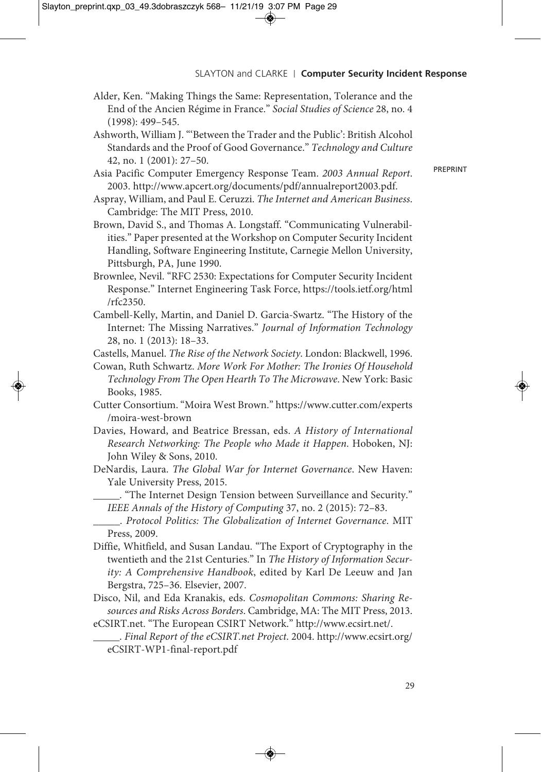Alder, Ken. "Making Things the Same: Representation, Tolerance and the End of the Ancien Régime in France." *Social Studies of Science* 28, no. 4 (1998): 499–545.

Ashworth, William J. "'Between the Trader and the Public': British Alcohol Standards and the Proof of Good Governance." *Technology and Culture* 42, no. 1 (2001): 27–50.

Asia Pacific Computer Emergency Response Team. *2003 Annual Report*. 2003. http://www.apcert.org/documents/pdf/annualreport2003.pdf.

Aspray, William, and Paul E. Ceruzzi. *The Internet and American Business*. Cambridge: The MIT Press, 2010.

Brown, David S., and Thomas A. Longstaff. "Communicating Vulnerabilities." Paper presented at the Workshop on Computer Security Incident Handling, Software Engineering Institute, Carnegie Mellon University, Pittsburgh, PA, June 1990.

Brownlee, Nevil. "RFC 2530: Expectations for Computer Security Incident Response." Internet Engineering Task Force, https://tools.ietf.org/html/rfc2350.

Cambell-Kelly, Martin, and Daniel D. Garcia-Swartz. "The History of the Internet: The Missing Narratives." *Journal of Information Technology* 28, no. 1 (2013): 18–33.

Castells, Manuel. *The Rise of the Network Society*. London: Blackwell, 1996.

Cowan, Ruth Schwartz. *More Work For Mother: The Ironies Of Household Technology From The Open Hearth To The Microwave*. New York: Basic Books, 1985.

Cutter Consortium. "Moira West Brown." https://www.cutter.com/experts/moira-west-brown

Davies, Howard, and Beatrice Bressan, eds. *A History of International Research Networking: The People who Made it Happen*. Hoboken, NJ: John Wiley & Sons, 2010.

DeNardis, Laura. *The Global War for Internet Governance*. New Haven: Yale University Press, 2015.

_____. "The Internet Design Tension between Surveillance and Security." *IEEE Annals of the History of Computing* 37, no. 2 (2015): 72–83.

_____. *Protocol Politics: The Globalization of Internet Governance*. MIT Press, 2009.

Diffie, Whitfield, and Susan Landau. "The Export of Cryptography in the twentieth and the 21st Centuries." In *The History of Information Security: A Comprehensive Handbook*, edited by Karl De Leeuw and Jan Bergstra, 725–36. Elsevier, 2007.

Disco, Nil, and Eda Kranakis, eds. *Cosmopolitan Commons: Sharing Resources and Risks Across Borders*. Cambridge, MA: The MIT Press, 2013.

eCSIRT.net. "The European CSIRT Network." http://www.ecsirt.net/.

_____. *Final Report of the eCSIRT.net Project*. 2004. http://www.ecsirt.org/eCSIRT-WP1-final-report.pdf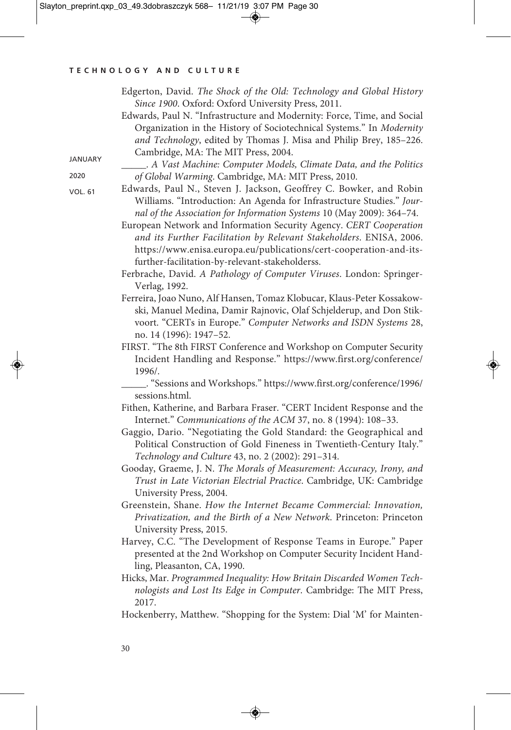Edgerton, David. *The Shock of the Old: Technology and Global History Since 1900*. Oxford: Oxford University Press, 2011.

Edwards, Paul N. "Infrastructure and Modernity: Force, Time, and Social Organization in the History of Sociotechnical Systems." In *Modernity and Technology*, edited by Thomas J. Misa and Philip Brey, 185–226. Cambridge, MA: The MIT Press, 2004.

_____. *A Vast Machine: Computer Models, Climate Data, and the Politics of Global Warming*. Cambridge, MA: MIT Press, 2010.

Edwards, Paul N., Steven J. Jackson, Geoffrey C. Bowker, and Robin Williams. "Introduction: An Agenda for Infrastructure Studies." *Journal of the Association for Information Systems* 10 (May 2009): 364–74.

European Network and Information Security Agency. *CERT Cooperation and its Further Facilitation by Relevant Stakeholders*. ENISA, 2006. https://www.enisa.europa.eu/publications/cert-cooperation-and-its-further-facilitation-by-relevant-stakeholderss.

Ferbrache, David. *A Pathology of Computer Viruses*. London: Springer-Verlag, 1992.

Ferreira, Joao Nuno, Alf Hansen, Tomaz Klobucar, Klaus-Peter Kossakowski, Manuel Medina, Damir Rajnovic, Olaf Schjelderup, and Don Stikvoort. "CERTs in Europe." *Computer Networks and ISDN Systems* 28, no. 14 (1996): 1947–52.

FIRST. "The 8th FIRST Conference and Workshop on Computer Security Incident Handling and Response." https://www.first.org/conference/1996/.

_____. "Sessions and Workshops." https://www.first.org/conference/1996/sessions.html.

Fithen, Katherine, and Barbara Fraser. "CERT Incident Response and the Internet." *Communications of the ACM* 37, no. 8 (1994): 108–33.

Gaggio, Dario. "Negotiating the Gold Standard: the Geographical and Political Construction of Gold Fineness in Twentieth-Century Italy." *Technology and Culture* 43, no. 2 (2002): 291–314.

Gooday, Graeme, J. N. *The Morals of Measurement: Accuracy, Irony, and Trust in Late Victorian Electrial Practice*. Cambridge, UK: Cambridge University Press, 2004.

Greenstein, Shane. *How the Internet Became Commercial: Innovation, Privatization, and the Birth of a New Network*. Princeton: Princeton University Press, 2015.

Harvey, C.C. "The Development of Response Teams in Europe." Paper presented at the 2nd Workshop on Computer Security Incident Handling, Pleasanton, CA, 1990.

Hicks, Mar. *Programmed Inequality: How Britain Discarded Women Technologists and Lost Its Edge in Computer*. Cambridge: The MIT Press, 2017.

Hockenberry, Matthew. "Shopping for the System: Dial 'M' for Mainten-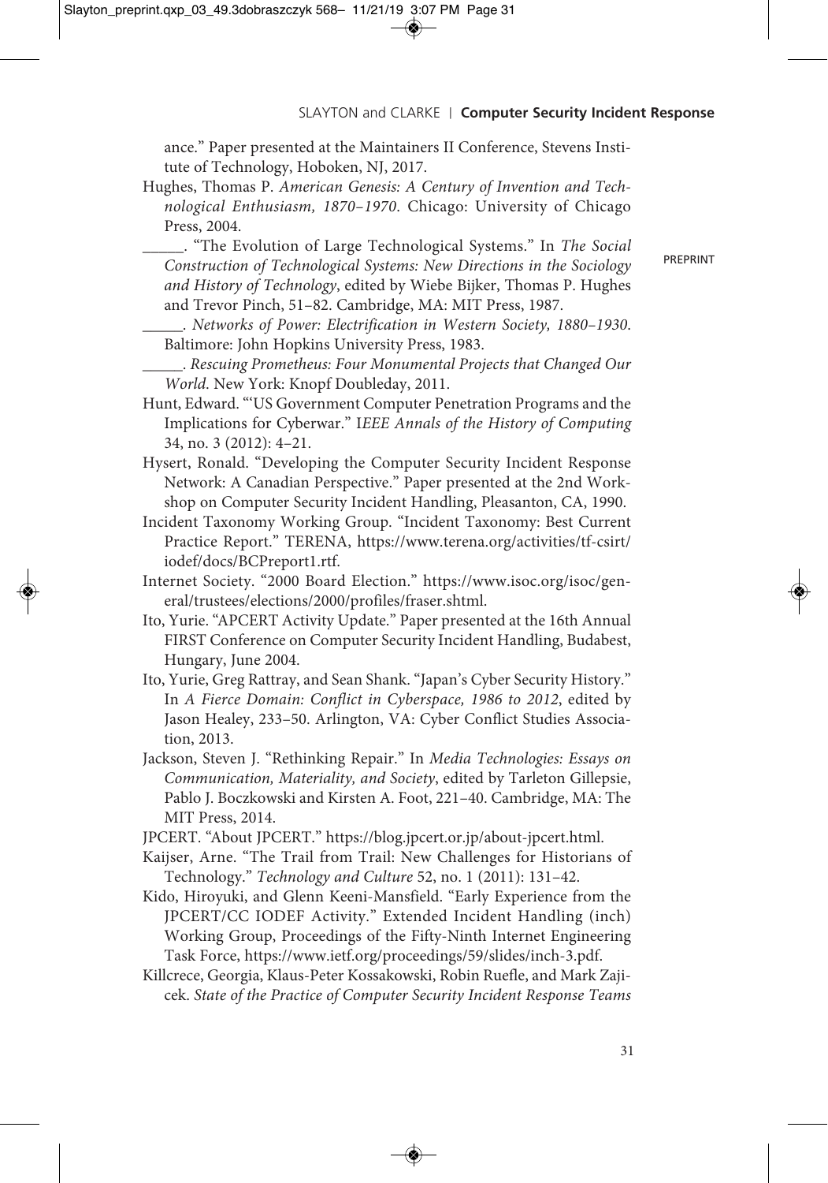ance." Paper presented at the Maintainers II Conference, Stevens Institute of Technology, Hoboken, NJ, 2017.

Hughes, Thomas P. *American Genesis: A Century of Invention and Technological Enthusiasm, 1870–1970*. Chicago: University of Chicago Press, 2004.

_____. "The Evolution of Large Technological Systems." In *The Social Construction of Technological Systems: New Directions in the Sociology and History of Technology*, edited by Wiebe Bijker, Thomas P. Hughes and Trevor Pinch, 51–82. Cambridge, MA: MIT Press, 1987.

_____. *Networks of Power: Electrification in Western Society, 1880–1930*. Baltimore: John Hopkins University Press, 1983.

_____. *Rescuing Prometheus: Four Monumental Projects that Changed Our World*. New York: Knopf Doubleday, 2011.

Hunt, Edward. "'US Government Computer Penetration Programs and the Implications for Cyberwar." I*EEE Annals of the History of Computing* 34, no. 3 (2012): 4–21.

Hysert, Ronald. "Developing the Computer Security Incident Response Network: A Canadian Perspective." Paper presented at the 2nd Workshop on Computer Security Incident Handling, Pleasanton, CA, 1990.

Incident Taxonomy Working Group. "Incident Taxonomy: Best Current Practice Report." TERENA, https://www.terena.org/activities/tf-csirt/iodef/docs/BCPreport1.rtf.

Internet Society. "2000 Board Election." https://www.isoc.org/isoc/general/trustees/elections/2000/profiles/fraser.shtml.

Ito, Yurie. "APCERT Activity Update." Paper presented at the 16th Annual FIRST Conference on Computer Security Incident Handling, Budabest, Hungary, June 2004.

Ito, Yurie, Greg Rattray, and Sean Shank. "Japan's Cyber Security History." In *A Fierce Domain: Conflict in Cyberspace, 1986 to 2012*, edited by Jason Healey, 233–50. Arlington, VA: Cyber Conflict Studies Association, 2013.

Jackson, Steven J. "Rethinking Repair." In *Media Technologies: Essays on Communication, Materiality, and Society*, edited by Tarleton Gillepsie, Pablo J. Boczkowski and Kirsten A. Foot, 221–40. Cambridge, MA: The MIT Press, 2014.

JPCERT. "About JPCERT." https://blog.jpcert.or.jp/about-jpcert.html.

Kaijser, Arne. "The Trail from Trail: New Challenges for Historians of Technology." *Technology and Culture* 52, no. 1 (2011): 131–42.

Kido, Hiroyuki, and Glenn Keeni-Mansfield. "Early Experience from the JPCERT/CC IODEF Activity." Extended Incident Handling (inch) Working Group, Proceedings of the Fifty-Ninth Internet Engineering Task Force, https://www.ietf.org/proceedings/59/slides/inch-3.pdf.

Killcrece, Georgia, Klaus-Peter Kossakowski, Robin Ruefle, and Mark Zajicek. *State of the Practice of Computer Security Incident Response Teams*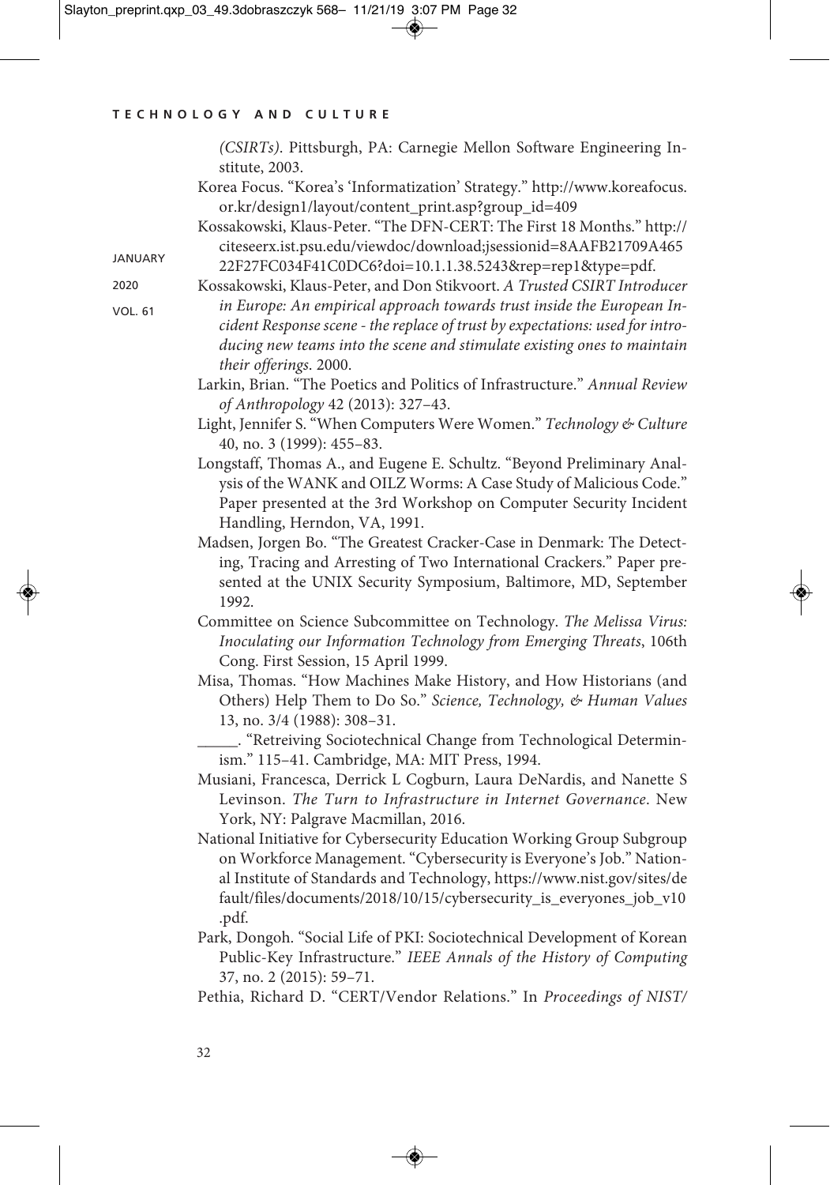*(CSIRTs)*. Pittsburgh, PA: Carnegie Mellon Software Engineering Institute, 2003.

Korea Focus. "Korea's 'Informatization' Strategy." http://www.koreafocus.or.kr/design1/layout/content_print.asp?group_id=409

Kossakowski, Klaus-Peter. "The DFN-CERT: The First 18 Months." http://citeseerx.ist.psu.edu/viewdoc/download;jsessionid=8AAFB21709A46522F27FC034F41C0DC6?doi=10.1.1.38.5243&rep=rep1&type=pdf.

Kossakowski, Klaus-Peter, and Don Stikvoort. *A Trusted CSIRT Introducer in Europe: An empirical approach towards trust inside the European Incident Response scene - the replace of trust by expectations: used for introducing new teams into the scene and stimulate existing ones to maintain their offerings*. 2000.

Larkin, Brian. "The Poetics and Politics of Infrastructure." *Annual Review of Anthropology* 42 (2013): 327–43.

Light, Jennifer S. "When Computers Were Women." *Technology & Culture* 40, no. 3 (1999): 455–83.

Longstaff, Thomas A., and Eugene E. Schultz. "Beyond Preliminary Analysis of the WANK and OILZ Worms: A Case Study of Malicious Code." Paper presented at the 3rd Workshop on Computer Security Incident Handling, Herndon, VA, 1991.

Madsen, Jorgen Bo. "The Greatest Cracker-Case in Denmark: The Detecting, Tracing and Arresting of Two International Crackers." Paper presented at the UNIX Security Symposium, Baltimore, MD, September 1992.

Committee on Science Subcommittee on Technology. *The Melissa Virus: Inoculating our Information Technology from Emerging Threats*, 106th Cong. First Session, 15 April 1999.

Misa, Thomas. "How Machines Make History, and How Historians (and Others) Help Them to Do So." *Science, Technology, & Human Values* 13, no. 3/4 (1988): 308–31.

\_\_\_\_\_. "Retreiving Sociotechnical Change from Technological Determinism." 115–41. Cambridge, MA: MIT Press, 1994.

Musiani, Francesca, Derrick L Cogburn, Laura DeNardis, and Nanette S Levinson. *The Turn to Infrastructure in Internet Governance*. New York, NY: Palgrave Macmillan, 2016.

National Initiative for Cybersecurity Education Working Group Subgroup on Workforce Management. "Cybersecurity is Everyone's Job." National Institute of Standards and Technology, https://www.nist.gov/sites/default/files/documents/2018/10/15/cybersecurity_is_everyones_job_v10.pdf.

Park, Dongoh. "Social Life of PKI: Sociotechnical Development of Korean Public-Key Infrastructure." *IEEE Annals of the History of Computing* 37, no. 2 (2015): 59–71.

Pethia, Richard D. "CERT/Vendor Relations." In *Proceedings of NIST/*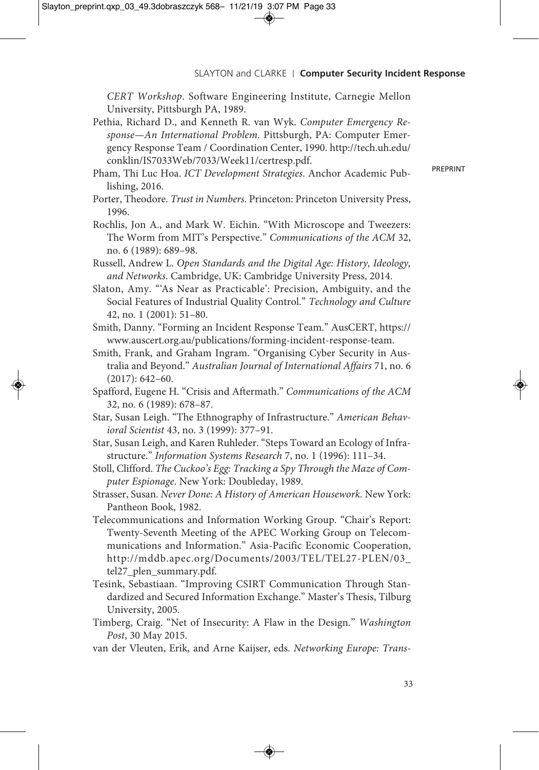*CERT Workshop*. Software Engineering Institute, Carnegie Mellon University, Pittsburgh PA, 1989.

Pethia, Richard D., and Kenneth R. van Wyk. *Computer Emergency Response—An International Problem*. Pittsburgh, PA: Computer Emergency Response Team / Coordination Center, 1990. http://tech.uh.edu/conklin/IS7033Web/7033/Week11/certresp.pdf.

Pham, Thi Luc Hoa. *ICT Development Strategies*. Anchor Academic Publishing, 2016.

Porter, Theodore. *Trust in Numbers*. Princeton: Princeton University Press, 1996.

Rochlis, Jon A., and Mark W. Eichin. "With Microscope and Tweezers: The Worm from MIT's Perspective." *Communications of the ACM* 32, no. 6 (1989): 689–98.

Russell, Andrew L. *Open Standards and the Digital Age: History, Ideology, and Networks*. Cambridge, UK: Cambridge University Press, 2014.

Slaton, Amy. "'As Near as Practicable': Precision, Ambiguity, and the Social Features of Industrial Quality Control." *Technology and Culture* 42, no. 1 (2001): 51–80.

Smith, Danny. "Forming an Incident Response Team." AusCERT, https://www.auscert.org.au/publications/forming-incident-response-team.

Smith, Frank, and Graham Ingram. "Organising Cyber Security in Australia and Beyond." *Australian Journal of International Affairs* 71, no. 6 (2017): 642–60.

Spafford, Eugene H. "Crisis and Aftermath." *Communications of the ACM* 32, no. 6 (1989): 678–87.

Star, Susan Leigh. "The Ethnography of Infrastructure." *American Behavioral Scientist* 43, no. 3 (1999): 377–91.

Star, Susan Leigh, and Karen Ruhleder. "Steps Toward an Ecology of Infrastructure." *Information Systems Research* 7, no. 1 (1996): 111–34.

Stoll, Clifford. *The Cuckoo's Egg: Tracking a Spy Through the Maze of Computer Espionage*. New York: Doubleday, 1989.

Strasser, Susan. *Never Done: A History of American Housework*. New York: Pantheon Book, 1982.

Telecommunications and Information Working Group. "Chair's Report: Twenty-Seventh Meeting of the APEC Working Group on Telecommunications and Information." Asia-Pacific Economic Cooperation, http://mddb.apec.org/Documents/2003/TEL/TEL27-PLEN/03_tel27_plen_summary.pdf.

Tesink, Sebastiaan. "Improving CSIRT Communication Through Standardized and Secured Information Exchange." Master's Thesis, Tilburg University, 2005.

Timberg, Craig. "Net of Insecurity: A Flaw in the Design." *Washington Post*, 30 May 2015.

van der Vleuten, Erik, and Arne Kaijser, eds. *Networking Europe: Trans-*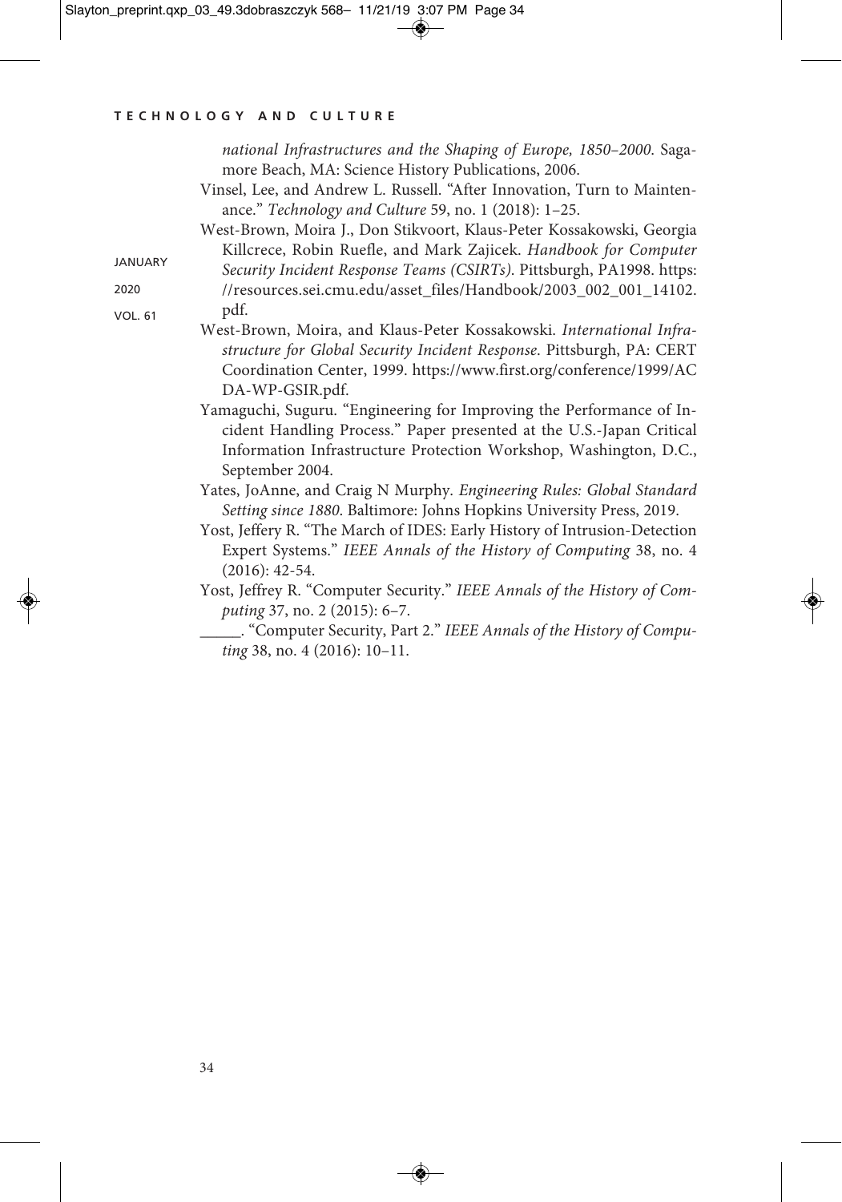*national Infrastructures and the Shaping of Europe, 1850–2000*. Sagamore Beach, MA: Science History Publications, 2006.

Vinsel, Lee, and Andrew L. Russell. "After Innovation, Turn to Maintenance." *Technology and Culture* 59, no. 1 (2018): 1–25.

West-Brown, Moira J., Don Stikvoort, Klaus-Peter Kossakowski, Georgia Killcrece, Robin Ruefle, and Mark Zajicek. *Handbook for Computer Security Incident Response Teams (CSIRTs)*. Pittsburgh, PA1998. https://resources.sei.cmu.edu/asset_files/Handbook/2003_002_001_14102.pdf.

West-Brown, Moira, and Klaus-Peter Kossakowski. *International Infrastructure for Global Security Incident Response*. Pittsburgh, PA: CERT Coordination Center, 1999. https://www.first.org/conference/1999/ACDA-WP-GSIR.pdf.

Yamaguchi, Suguru. "Engineering for Improving the Performance of Incident Handling Process." Paper presented at the U.S.-Japan Critical Information Infrastructure Protection Workshop, Washington, D.C., September 2004.

Yates, JoAnne, and Craig N Murphy. *Engineering Rules: Global Standard Setting since 1880*. Baltimore: Johns Hopkins University Press, 2019.

Yost, Jeffery R. "The March of IDES: Early History of Intrusion-Detection Expert Systems." *IEEE Annals of the History of Computing* 38, no. 4 (2016): 42-54.

Yost, Jeffrey R. "Computer Security." *IEEE Annals of the History of Computing* 37, no. 2 (2015): 6–7.

\_\_\_\_\_. "Computer Security, Part 2." *IEEE Annals of the History of Computing* 38, no. 4 (2016): 10–11.